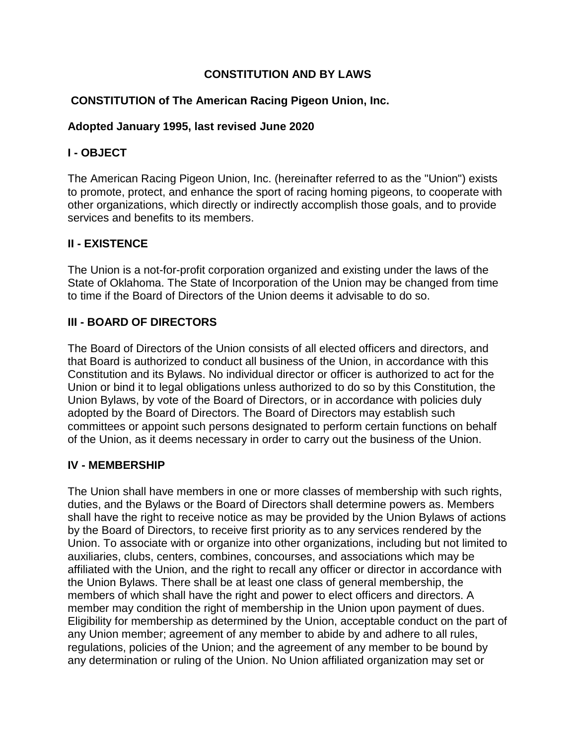# CONSTITUTION AND BY LAWS

## CONSTITUTION of The American Racing Pigeon Union, Inc.

**Adopted January 1995, last revised June 2020**

### I - OBJECT

The American Racing Pigeon Union, Inc. (hereinafter referred to as the "Union") exists to promote, protect, and enhance the sport of racing homing pigeons, to cooperate with other organizations, which directly or indirectly accomplish those goals, and to provide services and benefits to its members.

### II - EXISTENCE

The Union is a not-for-profit corporation organized and existing under the laws of the State of Oklahoma. The State of Incorporation of the Union may be changed from time to time if the Board of Directors of the Union deems it advisable to do so.

### III - BOARD OF DIRECTORS

The Board of Directors of the Union consists of all elected officers and directors, and that Board is authorized to conduct all business of the Union, in accordance with this Constitution and its Bylaws. No individual director or officer is authorized to act for the Union or bind it to legal obligations unless authorized to do so by this Constitution, the Union Bylaws, by vote of the Board of Directors, or in accordance with policies duly adopted by the Board of Directors. The Board of Directors may establish such committees or appoint such persons designated to perform certain functions on behalf of the Union, as it deems necessary in order to carry out the business of the Union.

### IV - MEMBERSHIP

The Union shall have members in one or more classes of membership with such rights, duties, and the Bylaws or the Board of Directors shall determine powers as. Members shall have the right to receive notice as may be provided by the Union Bylaws of actions by the Board of Directors, to receive first priority as to any services rendered by the Union. To associate with or organize into other organizations, including but not limited to auxiliaries, clubs, centers, combines, concourses, and associations which may be affiliated with the Union, and the right to recall any officer or director in accordance with the Union Bylaws. There shall be at least one class of general membership, the members of which shall have the right and power to elect officers and directors. A member may condition the right of membership in the Union upon payment of dues. Eligibility for membership as determined by the Union, acceptable conduct on the part of any Union member; agreement of any member to abide by and adhere to all rules, regulations, policies of the Union; and the agreement of any member to be bound by any determination or ruling of the Union. No Union affiliated organization may set or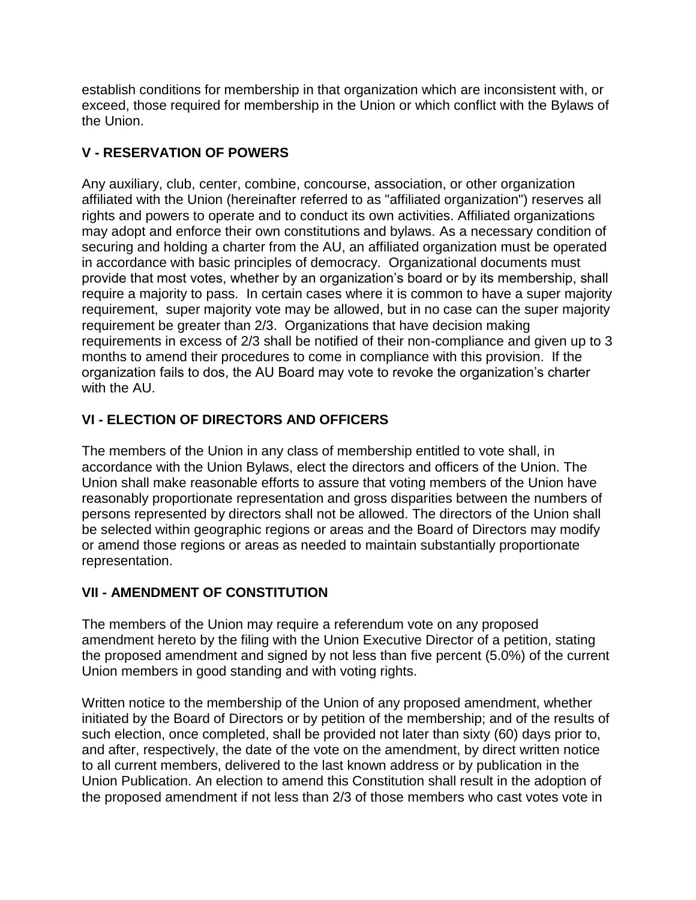establish conditions for membership in that organization which are inconsistent with, or exceed, those required for membership in the Union or which conflict with the Bylaws of the Union.

## V - RESERVATION OF POWERS

Any auxiliary, club, center, combine, concourse, association, or other organization affiliated with the Union (hereinafter referred to as "affiliated organization") reserves all rights and powers to operate and to conduct its own activities. Affiliated organizations may adopt and enforce their own constitutions and bylaws. As a necessary condition of securing and holding a charter from the AU, an affiliated organization must be operated in accordance with basic principles of democracy. Organizational documents must provide that most votes, whether by an organization's board or by its membership, shall require a majority to pass. In certain cases where it is common to have a super majority requirement, super majority vote may be allowed, but in no case can the super majority requirement be greater than 2/3. Organizations that have decision making requirements in excess of 2/3 shall be notified of their non-compliance and given up to 3 months to amend their procedures to come in compliance with this provision. If the organization fails to dos, the AU Board may vote to revoke the organization's charter with the AU.

## VI - ELECTION OF DIRECTORS AND OFFICERS

The members of the Union in any class of membership entitled to vote shall, in accordance with the Union Bylaws, elect the directors and officers of the Union. The Union shall make reasonable efforts to assure that voting members of the Union have reasonably proportionate representation and gross disparities between the numbers of persons represented by directors shall not be allowed. The directors of the Union shall be selected within geographic regions or areas and the Board of Directors may modify or amend those regions or areas as needed to maintain substantially proportionate representation.

## VII - AMENDMENT OF CONSTITUTION

The members of the Union may require a referendum vote on any proposed amendment hereto by the filing with the Union Executive Director of a petition, stating the proposed amendment and signed by not less than five percent (5.0%) of the current Union members in good standing and with voting rights.

Written notice to the membership of the Union of any proposed amendment, whether initiated by the Board of Directors or by petition of the membership; and of the results of such election, once completed, shall be provided not later than sixty (60) days prior to, and after, respectively, the date of the vote on the amendment, by direct written notice to all current members, delivered to the last known address or by publication in the Union Publication. An election to amend this Constitution shall result in the adoption of the proposed amendment if not less than 2/3 of those members who cast votes vote in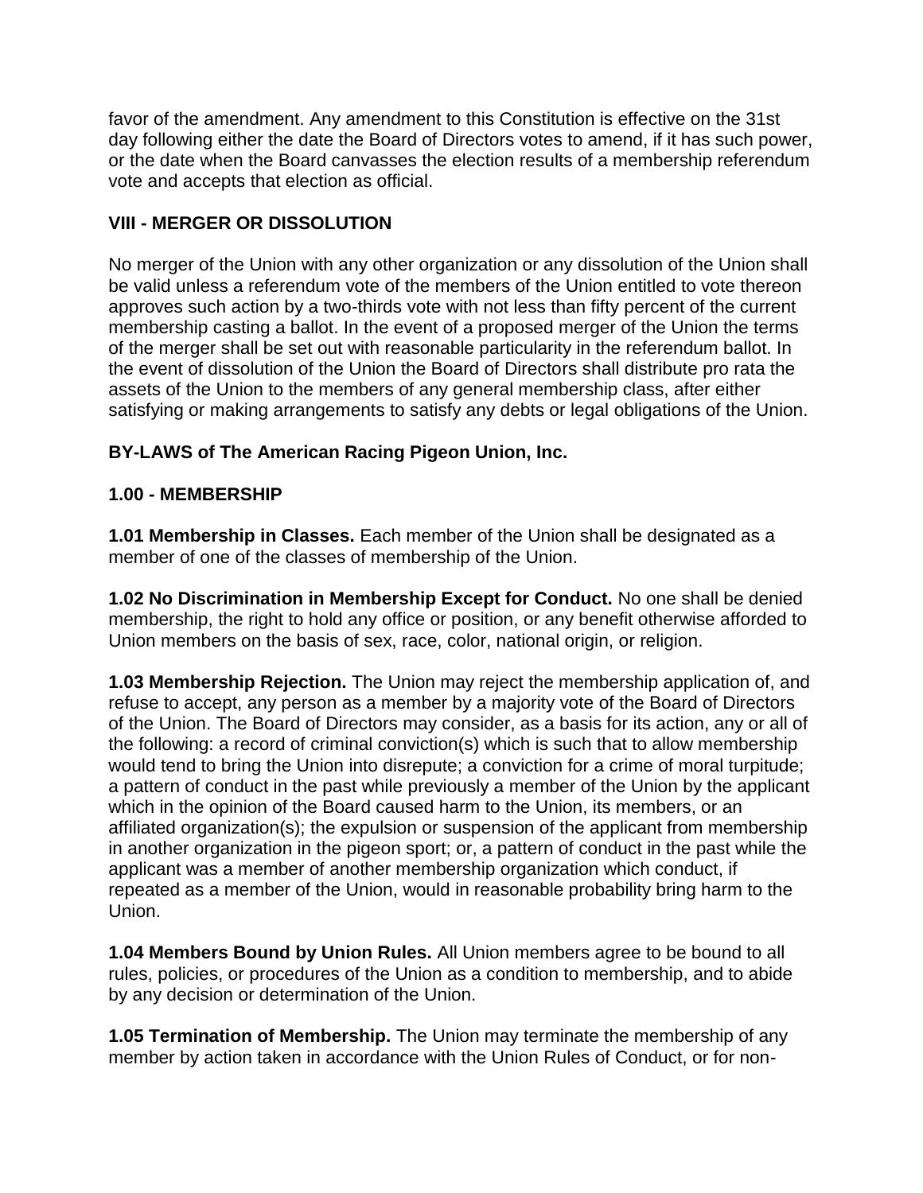favor of the amendment. Any amendment to this Constitution is effective on the 31st day following either the date the Board of Directors votes to amend, if it has such power, or the date when the Board canvasses the election results of a membership referendum vote and accepts that election as official.

## VIII - MERGER OR DISSOLUTION

No merger of the Union with any other organization or any dissolution of the Union shall be valid unless a referendum vote of the members of the Union entitled to vote thereon approves such action by a two-thirds vote with not less than fifty percent of the current membership casting a ballot. In the event of a proposed merger of the Union the terms of the merger shall be set out with reasonable particularity in the referendum ballot. In the event of dissolution of the Union the Board of Directors shall distribute pro rata the assets of the Union to the members of any general membership class, after either satisfying or making arrangements to satisfy any debts or legal obligations of the Union.

# BY-LAWS of The American Racing Pigeon Union, Inc.

## 1.00 - MEMBERSHIP

**1.01 Membership in Classes.** Each member of the Union shall be designated as a member of one of the classes of membership of the Union.

**1.02 No Discrimination in Membership Except for Conduct.** No one shall be denied membership, the right to hold any office or position, or any benefit otherwise afforded to Union members on the basis of sex, race, color, national origin, or religion.

**1.03 Membership Rejection.** The Union may reject the membership application of, and refuse to accept, any person as a member by a majority vote of the Board of Directors of the Union. The Board of Directors may consider, as a basis for its action, any or all of the following: a record of criminal conviction(s) which is such that to allow membership would tend to bring the Union into disrepute; a conviction for a crime of moral turpitude; a pattern of conduct in the past while previously a member of the Union by the applicant which in the opinion of the Board caused harm to the Union, its members, or an affiliated organization(s); the expulsion or suspension of the applicant from membership in another organization in the pigeon sport; or, a pattern of conduct in the past while the applicant was a member of another membership organization which conduct, if repeated as a member of the Union, would in reasonable probability bring harm to the Union.

**1.04 Members Bound by Union Rules.** All Union members agree to be bound to all rules, policies, or procedures of the Union as a condition to membership, and to abide by any decision or determination of the Union.

**1.05 Termination of Membership.** The Union may terminate the membership of any member by action taken in accordance with the Union Rules of Conduct, or for non-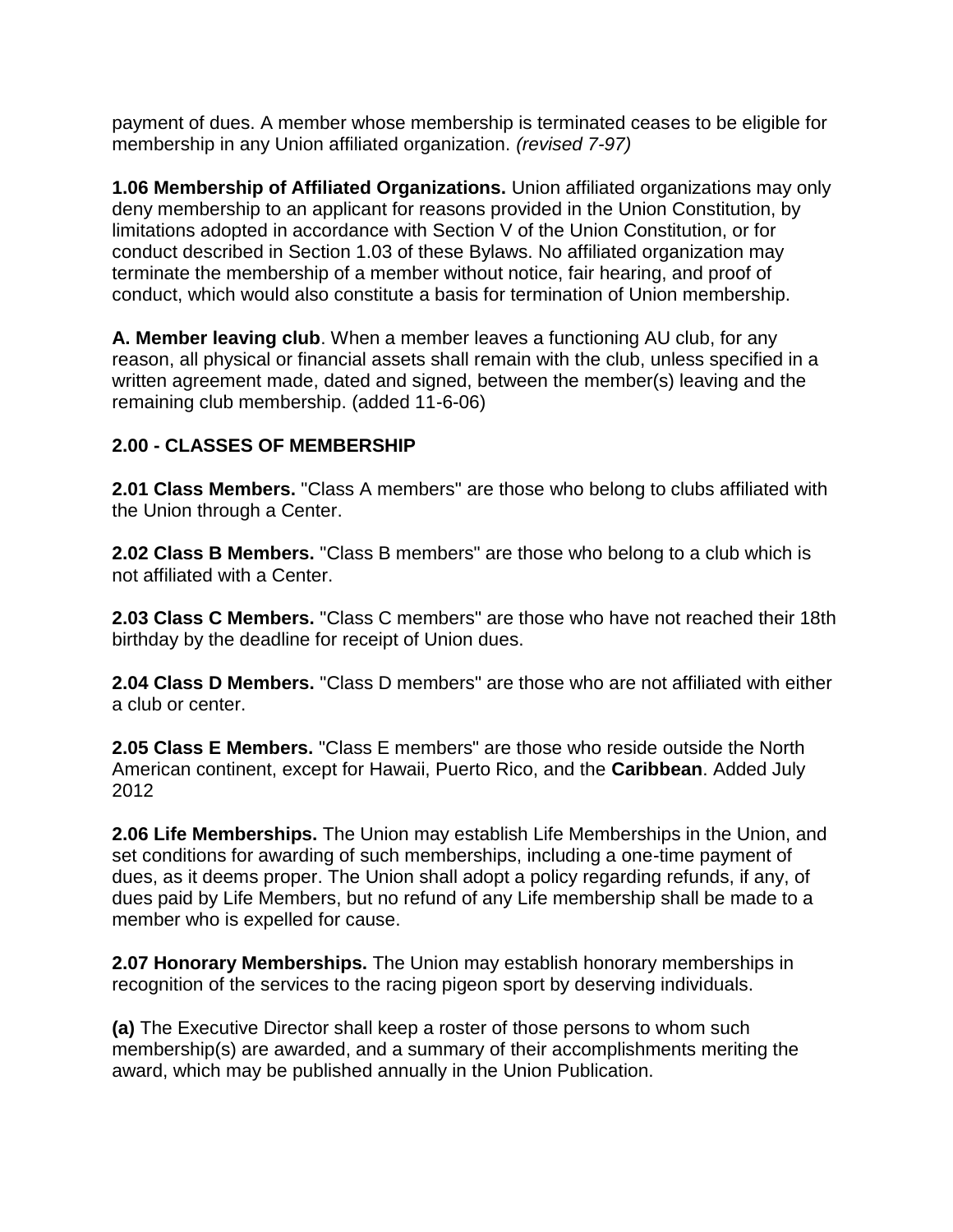payment of dues. A member whose membership is terminated ceases to be eligible for membership in any Union affiliated organization. *(revised 7-97)*

**1.06 Membership of Affiliated Organizations.** Union affiliated organizations may only deny membership to an applicant for reasons provided in the Union Constitution, by limitations adopted in accordance with Section V of the Union Constitution, or for conduct described in Section 1.03 of these Bylaws. No affiliated organization may terminate the membership of a member without notice, fair hearing, and proof of conduct, which would also constitute a basis for termination of Union membership.

**A. Member leaving club**. When a member leaves a functioning AU club, for any reason, all physical or financial assets shall remain with the club, unless specified in a written agreement made, dated and signed, between the member(s) leaving and the remaining club membership. (added 11-6-06)

## 2.00 - CLASSES OF MEMBERSHIP

**2.01 Class Members.** "Class A members" are those who belong to clubs affiliated with the Union through a Center.

**2.02 Class B Members.** "Class B members" are those who belong to a club which is not affiliated with a Center.

**2.03 Class C Members.** "Class C members" are those who have not reached their 18th birthday by the deadline for receipt of Union dues.

**2.04 Class D Members.** "Class D members" are those who are not affiliated with either a club or center.

**2.05 Class E Members.** "Class E members" are those who reside outside the North American continent, except for Hawaii, Puerto Rico, and the **Caribbean**. Added July 2012

**2.06 Life Memberships.** The Union may establish Life Memberships in the Union, and set conditions for awarding of such memberships, including a one-time payment of dues, as it deems proper. The Union shall adopt a policy regarding refunds, if any, of dues paid by Life Members, but no refund of any Life membership shall be made to a member who is expelled for cause.

**2.07 Honorary Memberships.** The Union may establish honorary memberships in recognition of the services to the racing pigeon sport by deserving individuals.

**(a)** The Executive Director shall keep a roster of those persons to whom such membership(s) are awarded, and a summary of their accomplishments meriting the award, which may be published annually in the Union Publication.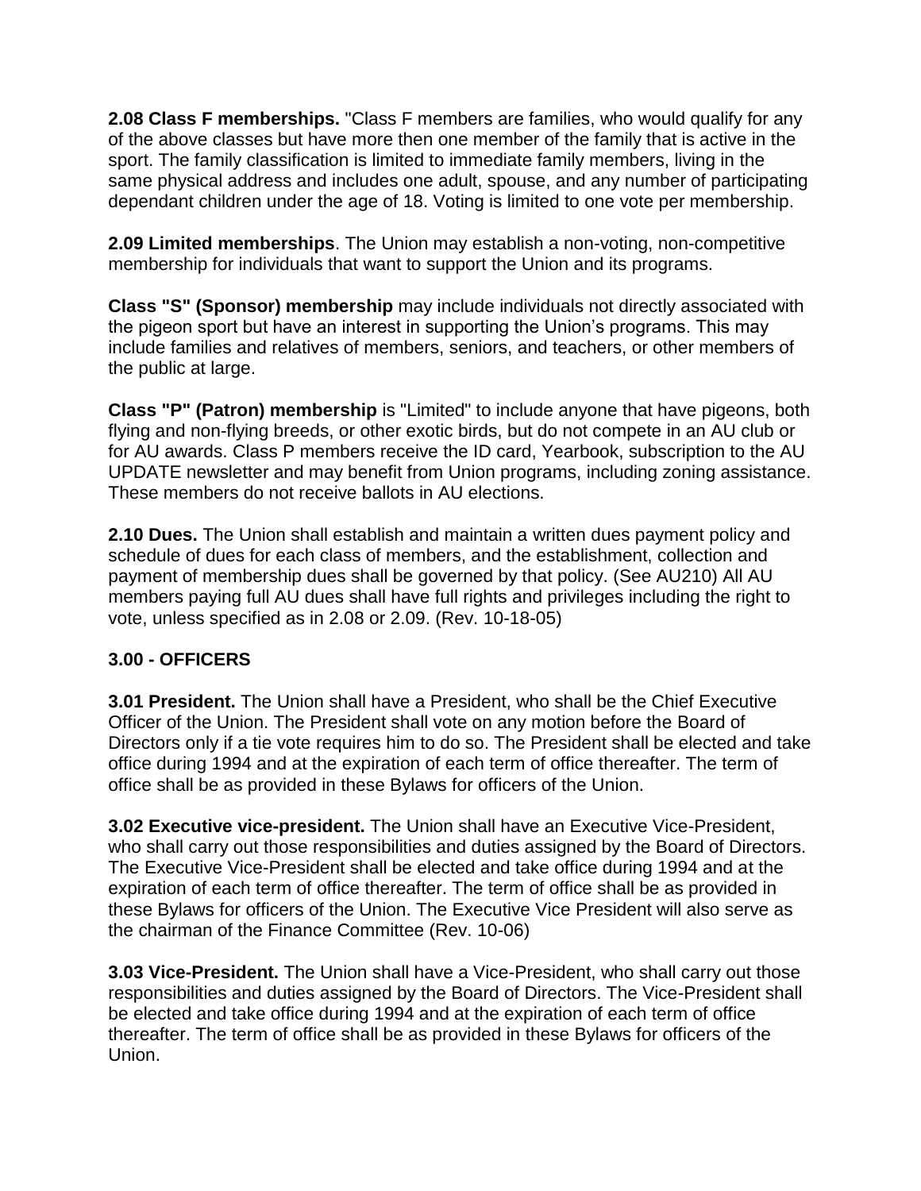**2.08 Class F memberships.** "Class F members are families, who would qualify for any of the above classes but have more then one member of the family that is active in the sport. The family classification is limited to immediate family members, living in the same physical address and includes one adult, spouse, and any number of participating dependant children under the age of 18. Voting is limited to one vote per membership.

**2.09 Limited memberships**. The Union may establish a non-voting, non-competitive membership for individuals that want to support the Union and its programs.

**Class "S" (Sponsor) membership** may include individuals not directly associated with the pigeon sport but have an interest in supporting the Union's programs. This may include families and relatives of members, seniors, and teachers, or other members of the public at large.

**Class "P" (Patron) membership** is "Limited" to include anyone that have pigeons, both flying and non-flying breeds, or other exotic birds, but do not compete in an AU club or for AU awards. Class P members receive the ID card, Yearbook, subscription to the AU UPDATE newsletter and may benefit from Union programs, including zoning assistance. These members do not receive ballots in AU elections.

**2.10 Dues.** The Union shall establish and maintain a written dues payment policy and schedule of dues for each class of members, and the establishment, collection and payment of membership dues shall be governed by that policy. (See AU210) All AU members paying full AU dues shall have full rights and privileges including the right to vote, unless specified as in 2.08 or 2.09. (Rev. 10-18-05)

## 3.00 - OFFICERS

**3.01 President.** The Union shall have a President, who shall be the Chief Executive Officer of the Union. The President shall vote on any motion before the Board of Directors only if a tie vote requires him to do so. The President shall be elected and take office during 1994 and at the expiration of each term of office thereafter. The term of office shall be as provided in these Bylaws for officers of the Union.

**3.02 Executive vice-president.** The Union shall have an Executive Vice-President, who shall carry out those responsibilities and duties assigned by the Board of Directors. The Executive Vice-President shall be elected and take office during 1994 and at the expiration of each term of office thereafter. The term of office shall be as provided in these Bylaws for officers of the Union. The Executive Vice President will also serve as the chairman of the Finance Committee (Rev. 10-06)

**3.03 Vice-President.** The Union shall have a Vice-President, who shall carry out those responsibilities and duties assigned by the Board of Directors. The Vice-President shall be elected and take office during 1994 and at the expiration of each term of office thereafter. The term of office shall be as provided in these Bylaws for officers of the Union.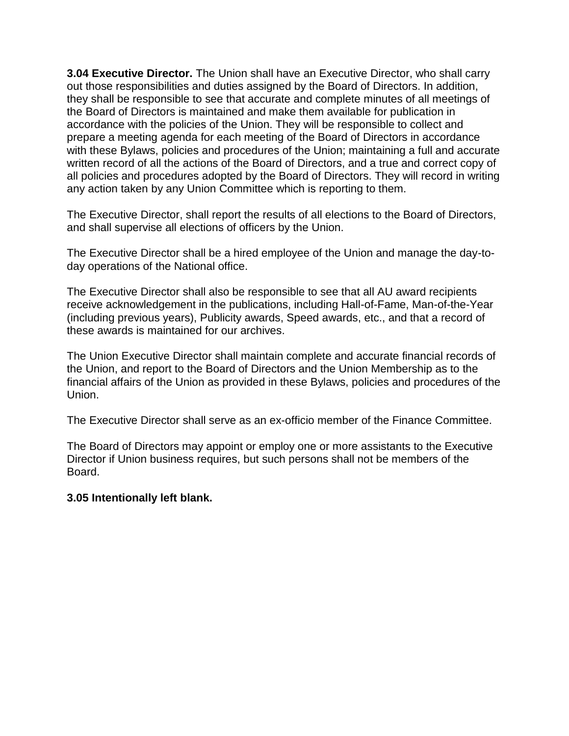**3.04 Executive Director.** The Union shall have an Executive Director, who shall carry out those responsibilities and duties assigned by the Board of Directors. In addition, they shall be responsible to see that accurate and complete minutes of all meetings of the Board of Directors is maintained and make them available for publication in accordance with the policies of the Union. They will be responsible to collect and prepare a meeting agenda for each meeting of the Board of Directors in accordance with these Bylaws, policies and procedures of the Union; maintaining a full and accurate written record of all the actions of the Board of Directors, and a true and correct copy of all policies and procedures adopted by the Board of Directors. They will record in writing any action taken by any Union Committee which is reporting to them.

The Executive Director, shall report the results of all elections to the Board of Directors, and shall supervise all elections of officers by the Union.

The Executive Director shall be a hired employee of the Union and manage the day-to-day operations of the National office.

The Executive Director shall also be responsible to see that all AU award recipients receive acknowledgement in the publications, including Hall-of-Fame, Man-of-the-Year (including previous years), Publicity awards, Speed awards, etc., and that a record of these awards is maintained for our archives.

The Union Executive Director shall maintain complete and accurate financial records of the Union, and report to the Board of Directors and the Union Membership as to the financial affairs of the Union as provided in these Bylaws, policies and procedures of the Union.

The Executive Director shall serve as an ex-officio member of the Finance Committee.

The Board of Directors may appoint or employ one or more assistants to the Executive Director if Union business requires, but such persons shall not be members of the Board.

**3.05 Intentionally left blank.**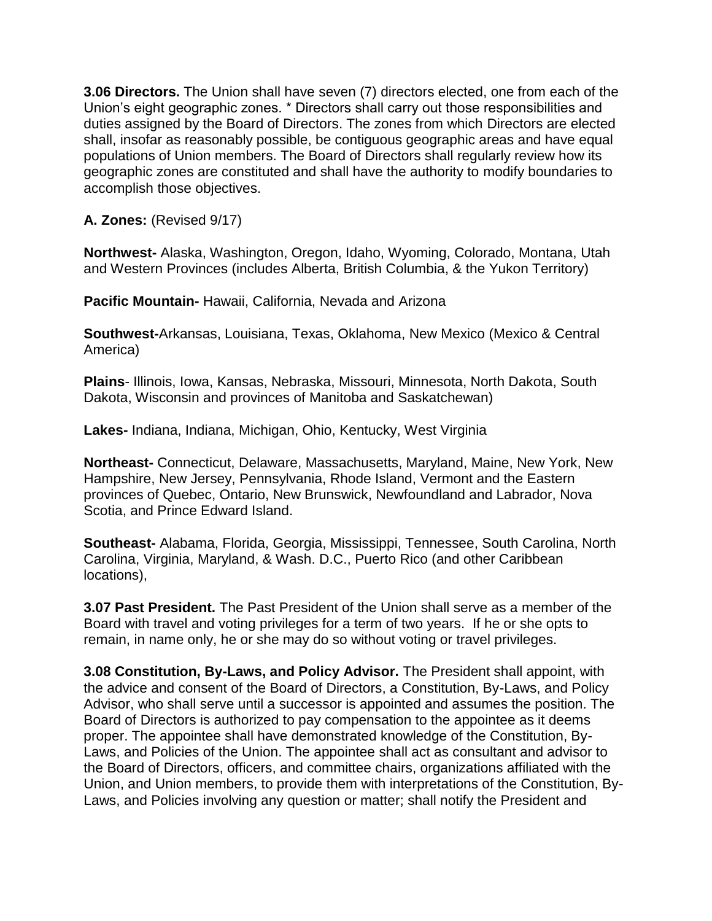**3.06 Directors.** The Union shall have seven (7) directors elected, one from each of the Union's eight geographic zones. * Directors shall carry out those responsibilities and duties assigned by the Board of Directors. The zones from which Directors are elected shall, insofar as reasonably possible, be contiguous geographic areas and have equal populations of Union members. The Board of Directors shall regularly review how its geographic zones are constituted and shall have the authority to modify boundaries to accomplish those objectives.

**A. Zones:** (Revised 9/17)

**Northwest-** Alaska, Washington, Oregon, Idaho, Wyoming, Colorado, Montana, Utah and Western Provinces (includes Alberta, British Columbia, & the Yukon Territory)

**Pacific Mountain-** Hawaii, California, Nevada and Arizona

**Southwest-**Arkansas, Louisiana, Texas, Oklahoma, New Mexico (Mexico & Central America)

**Plains**- Illinois, Iowa, Kansas, Nebraska, Missouri, Minnesota, North Dakota, South Dakota, Wisconsin and provinces of Manitoba and Saskatchewan)

**Lakes-** Indiana, Indiana, Michigan, Ohio, Kentucky, West Virginia

**Northeast-** Connecticut, Delaware, Massachusetts, Maryland, Maine, New York, New Hampshire, New Jersey, Pennsylvania, Rhode Island, Vermont and the Eastern provinces of Quebec, Ontario, New Brunswick, Newfoundland and Labrador, Nova Scotia, and Prince Edward Island.

**Southeast-** Alabama, Florida, Georgia, Mississippi, Tennessee, South Carolina, North Carolina, Virginia, Maryland, & Wash. D.C., Puerto Rico (and other Caribbean locations),

**3.07 Past President.** The Past President of the Union shall serve as a member of the Board with travel and voting privileges for a term of two years. If he or she opts to remain, in name only, he or she may do so without voting or travel privileges.

**3.08 Constitution, By-Laws, and Policy Advisor.** The President shall appoint, with the advice and consent of the Board of Directors, a Constitution, By-Laws, and Policy Advisor, who shall serve until a successor is appointed and assumes the position. The Board of Directors is authorized to pay compensation to the appointee as it deems proper. The appointee shall have demonstrated knowledge of the Constitution, By-Laws, and Policies of the Union. The appointee shall act as consultant and advisor to the Board of Directors, officers, and committee chairs, organizations affiliated with the Union, and Union members, to provide them with interpretations of the Constitution, By-Laws, and Policies involving any question or matter; shall notify the President and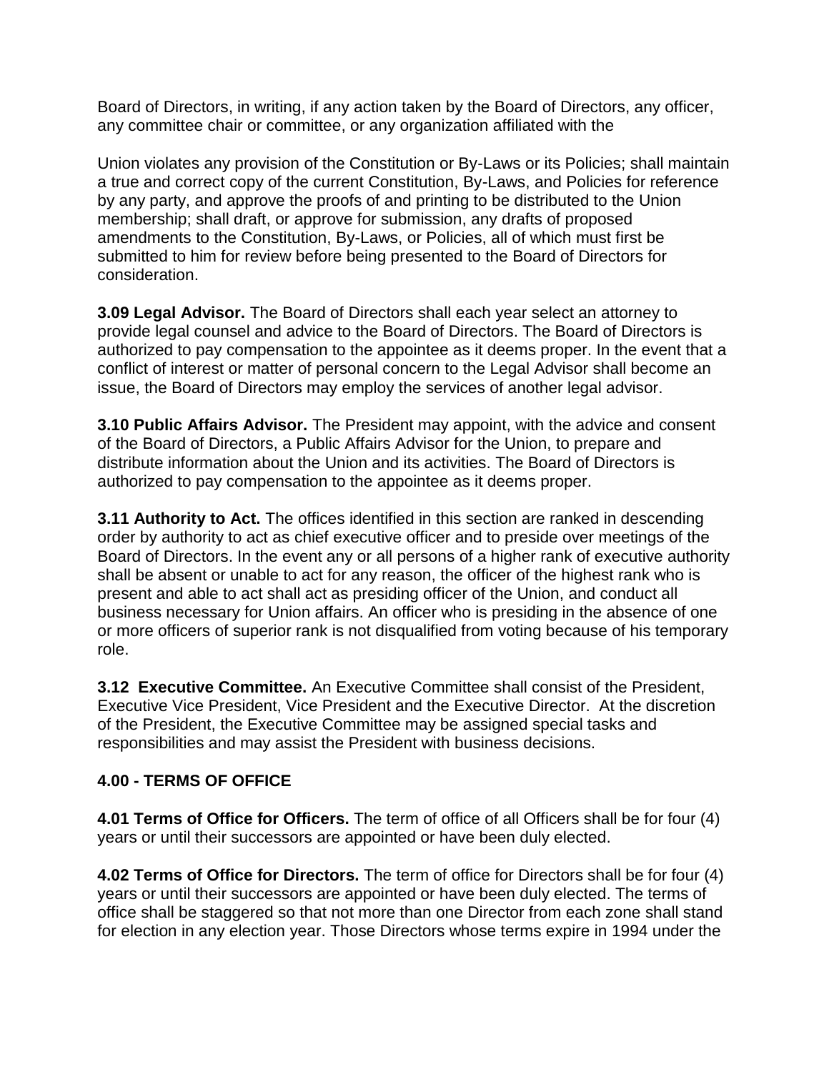Board of Directors, in writing, if any action taken by the Board of Directors, any officer, any committee chair or committee, or any organization affiliated with the

Union violates any provision of the Constitution or By-Laws or its Policies; shall maintain a true and correct copy of the current Constitution, By-Laws, and Policies for reference by any party, and approve the proofs of and printing to be distributed to the Union membership; shall draft, or approve for submission, any drafts of proposed amendments to the Constitution, By-Laws, or Policies, all of which must first be submitted to him for review before being presented to the Board of Directors for consideration.

**3.09 Legal Advisor.** The Board of Directors shall each year select an attorney to provide legal counsel and advice to the Board of Directors. The Board of Directors is authorized to pay compensation to the appointee as it deems proper. In the event that a conflict of interest or matter of personal concern to the Legal Advisor shall become an issue, the Board of Directors may employ the services of another legal advisor.

**3.10 Public Affairs Advisor.** The President may appoint, with the advice and consent of the Board of Directors, a Public Affairs Advisor for the Union, to prepare and distribute information about the Union and its activities. The Board of Directors is authorized to pay compensation to the appointee as it deems proper.

**3.11 Authority to Act.** The offices identified in this section are ranked in descending order by authority to act as chief executive officer and to preside over meetings of the Board of Directors. In the event any or all persons of a higher rank of executive authority shall be absent or unable to act for any reason, the officer of the highest rank who is present and able to act shall act as presiding officer of the Union, and conduct all business necessary for Union affairs. An officer who is presiding in the absence of one or more officers of superior rank is not disqualified from voting because of his temporary role.

**3.12 Executive Committee.** An Executive Committee shall consist of the President, Executive Vice President, Vice President and the Executive Director. At the discretion of the President, the Executive Committee may be assigned special tasks and responsibilities and may assist the President with business decisions.

## 4.00 - TERMS OF OFFICE

**4.01 Terms of Office for Officers.** The term of office of all Officers shall be for four (4) years or until their successors are appointed or have been duly elected.

**4.02 Terms of Office for Directors.** The term of office for Directors shall be for four (4) years or until their successors are appointed or have been duly elected. The terms of office shall be staggered so that not more than one Director from each zone shall stand for election in any election year. Those Directors whose terms expire in 1994 under the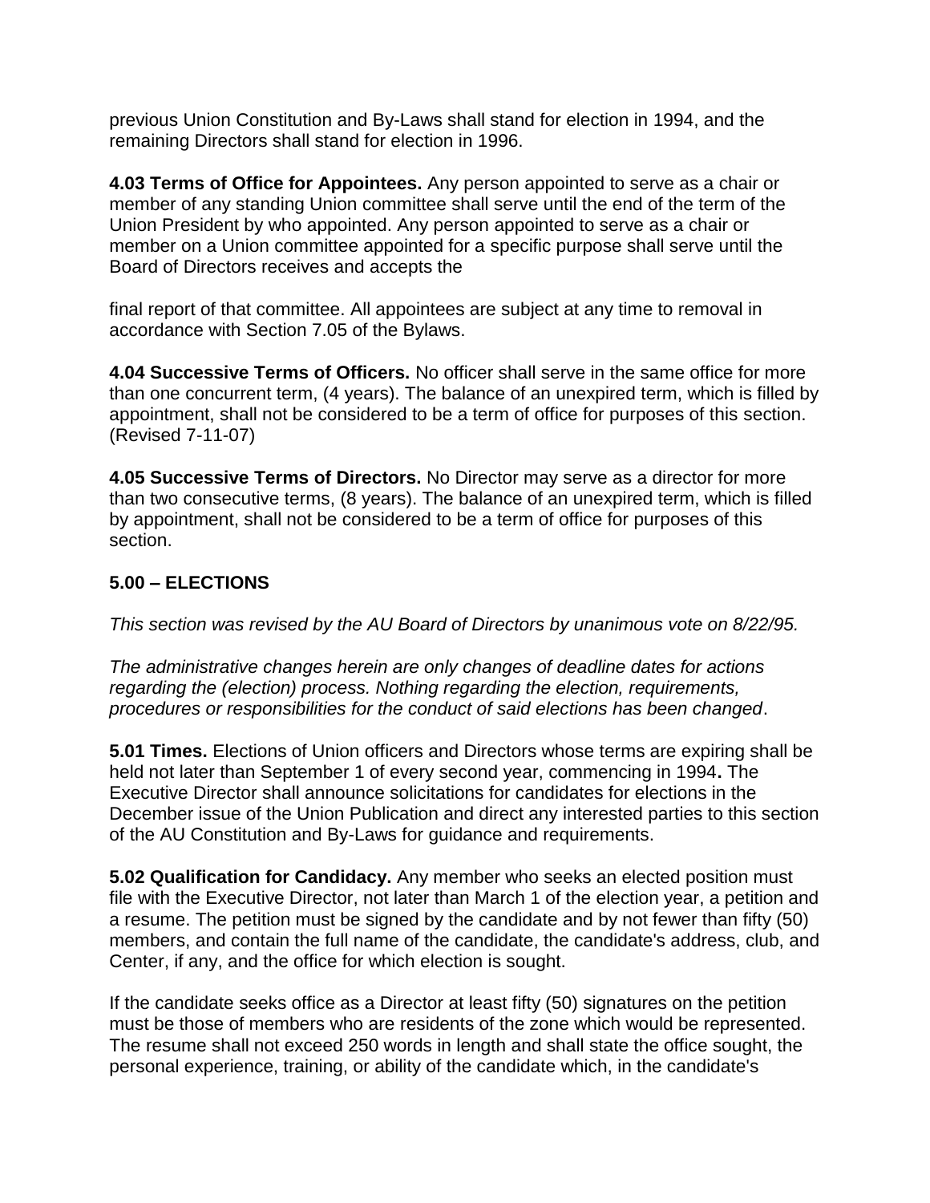previous Union Constitution and By-Laws shall stand for election in 1994, and the remaining Directors shall stand for election in 1996.

**4.03 Terms of Office for Appointees.** Any person appointed to serve as a chair or member of any standing Union committee shall serve until the end of the term of the Union President by who appointed. Any person appointed to serve as a chair or member on a Union committee appointed for a specific purpose shall serve until the Board of Directors receives and accepts the

final report of that committee. All appointees are subject at any time to removal in accordance with Section 7.05 of the Bylaws.

**4.04 Successive Terms of Officers.** No officer shall serve in the same office for more than one concurrent term, (4 years). The balance of an unexpired term, which is filled by appointment, shall not be considered to be a term of office for purposes of this section. (Revised 7-11-07)

**4.05 Successive Terms of Directors.** No Director may serve as a director for more than two consecutive terms, (8 years). The balance of an unexpired term, which is filled by appointment, shall not be considered to be a term of office for purposes of this section.

## 5.00 – ELECTIONS

*This section was revised by the AU Board of Directors by unanimous vote on 8/22/95.*

*The administrative changes herein are only changes of deadline dates for actions regarding the (election) process. Nothing regarding the election, requirements, procedures or responsibilities for the conduct of said elections has been changed*.

**5.01 Times.** Elections of Union officers and Directors whose terms are expiring shall be held not later than September 1 of every second year, commencing in 1994**.** The Executive Director shall announce solicitations for candidates for elections in the December issue of the Union Publication and direct any interested parties to this section of the AU Constitution and By-Laws for guidance and requirements.

**5.02 Qualification for Candidacy.** Any member who seeks an elected position must file with the Executive Director, not later than March 1 of the election year, a petition and a resume. The petition must be signed by the candidate and by not fewer than fifty (50) members, and contain the full name of the candidate, the candidate's address, club, and Center, if any, and the office for which election is sought.

If the candidate seeks office as a Director at least fifty (50) signatures on the petition must be those of members who are residents of the zone which would be represented. The resume shall not exceed 250 words in length and shall state the office sought, the personal experience, training, or ability of the candidate which, in the candidate's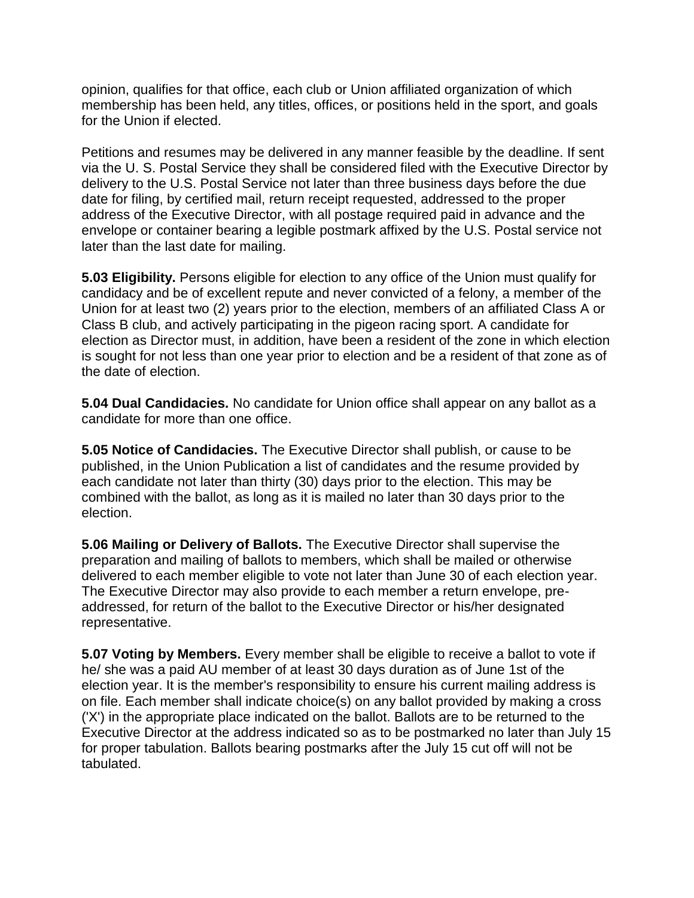opinion, qualifies for that office, each club or Union affiliated organization of which membership has been held, any titles, offices, or positions held in the sport, and goals for the Union if elected.

Petitions and resumes may be delivered in any manner feasible by the deadline. If sent via the U. S. Postal Service they shall be considered filed with the Executive Director by delivery to the U.S. Postal Service not later than three business days before the due date for filing, by certified mail, return receipt requested, addressed to the proper address of the Executive Director, with all postage required paid in advance and the envelope or container bearing a legible postmark affixed by the U.S. Postal service not later than the last date for mailing.

**5.03 Eligibility.** Persons eligible for election to any office of the Union must qualify for candidacy and be of excellent repute and never convicted of a felony, a member of the Union for at least two (2) years prior to the election, members of an affiliated Class A or Class B club, and actively participating in the pigeon racing sport. A candidate for election as Director must, in addition, have been a resident of the zone in which election is sought for not less than one year prior to election and be a resident of that zone as of the date of election.

**5.04 Dual Candidacies.** No candidate for Union office shall appear on any ballot as a candidate for more than one office.

**5.05 Notice of Candidacies.** The Executive Director shall publish, or cause to be published, in the Union Publication a list of candidates and the resume provided by each candidate not later than thirty (30) days prior to the election. This may be combined with the ballot, as long as it is mailed no later than 30 days prior to the election.

**5.06 Mailing or Delivery of Ballots.** The Executive Director shall supervise the preparation and mailing of ballots to members, which shall be mailed or otherwise delivered to each member eligible to vote not later than June 30 of each election year. The Executive Director may also provide to each member a return envelope, pre-addressed, for return of the ballot to the Executive Director or his/her designated representative.

**5.07 Voting by Members.** Every member shall be eligible to receive a ballot to vote if he/ she was a paid AU member of at least 30 days duration as of June 1st of the election year. It is the member's responsibility to ensure his current mailing address is on file. Each member shall indicate choice(s) on any ballot provided by making a cross ('X') in the appropriate place indicated on the ballot. Ballots are to be returned to the Executive Director at the address indicated so as to be postmarked no later than July 15 for proper tabulation. Ballots bearing postmarks after the July 15 cut off will not be tabulated.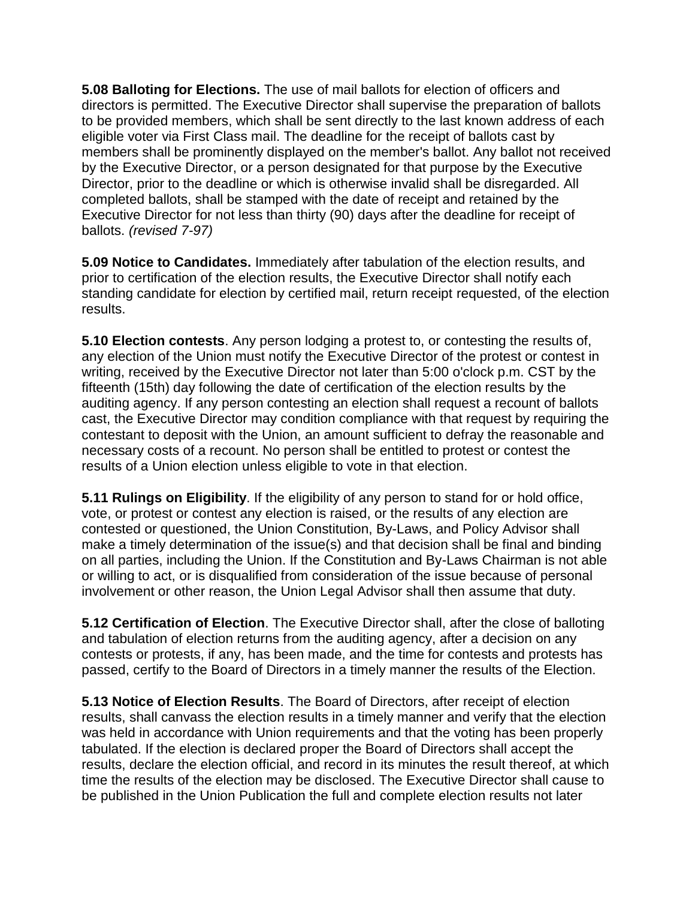**5.08 Balloting for Elections.** The use of mail ballots for election of officers and directors is permitted. The Executive Director shall supervise the preparation of ballots to be provided members, which shall be sent directly to the last known address of each eligible voter via First Class mail. The deadline for the receipt of ballots cast by members shall be prominently displayed on the member's ballot. Any ballot not received by the Executive Director, or a person designated for that purpose by the Executive Director, prior to the deadline or which is otherwise invalid shall be disregarded. All completed ballots, shall be stamped with the date of receipt and retained by the Executive Director for not less than thirty (90) days after the deadline for receipt of ballots. *(revised 7-97)*

**5.09 Notice to Candidates.** Immediately after tabulation of the election results, and prior to certification of the election results, the Executive Director shall notify each standing candidate for election by certified mail, return receipt requested, of the election results.

**5.10 Election contests**. Any person lodging a protest to, or contesting the results of, any election of the Union must notify the Executive Director of the protest or contest in writing, received by the Executive Director not later than 5:00 o'clock p.m. CST by the fifteenth (15th) day following the date of certification of the election results by the auditing agency. If any person contesting an election shall request a recount of ballots cast, the Executive Director may condition compliance with that request by requiring the contestant to deposit with the Union, an amount sufficient to defray the reasonable and necessary costs of a recount. No person shall be entitled to protest or contest the results of a Union election unless eligible to vote in that election.

**5.11 Rulings on Eligibility**. If the eligibility of any person to stand for or hold office, vote, or protest or contest any election is raised, or the results of any election are contested or questioned, the Union Constitution, By-Laws, and Policy Advisor shall make a timely determination of the issue(s) and that decision shall be final and binding on all parties, including the Union. If the Constitution and By-Laws Chairman is not able or willing to act, or is disqualified from consideration of the issue because of personal involvement or other reason, the Union Legal Advisor shall then assume that duty.

**5.12 Certification of Election**. The Executive Director shall, after the close of balloting and tabulation of election returns from the auditing agency, after a decision on any contests or protests, if any, has been made, and the time for contests and protests has passed, certify to the Board of Directors in a timely manner the results of the Election.

**5.13 Notice of Election Results**. The Board of Directors, after receipt of election results, shall canvass the election results in a timely manner and verify that the election was held in accordance with Union requirements and that the voting has been properly tabulated. If the election is declared proper the Board of Directors shall accept the results, declare the election official, and record in its minutes the result thereof, at which time the results of the election may be disclosed. The Executive Director shall cause to be published in the Union Publication the full and complete election results not later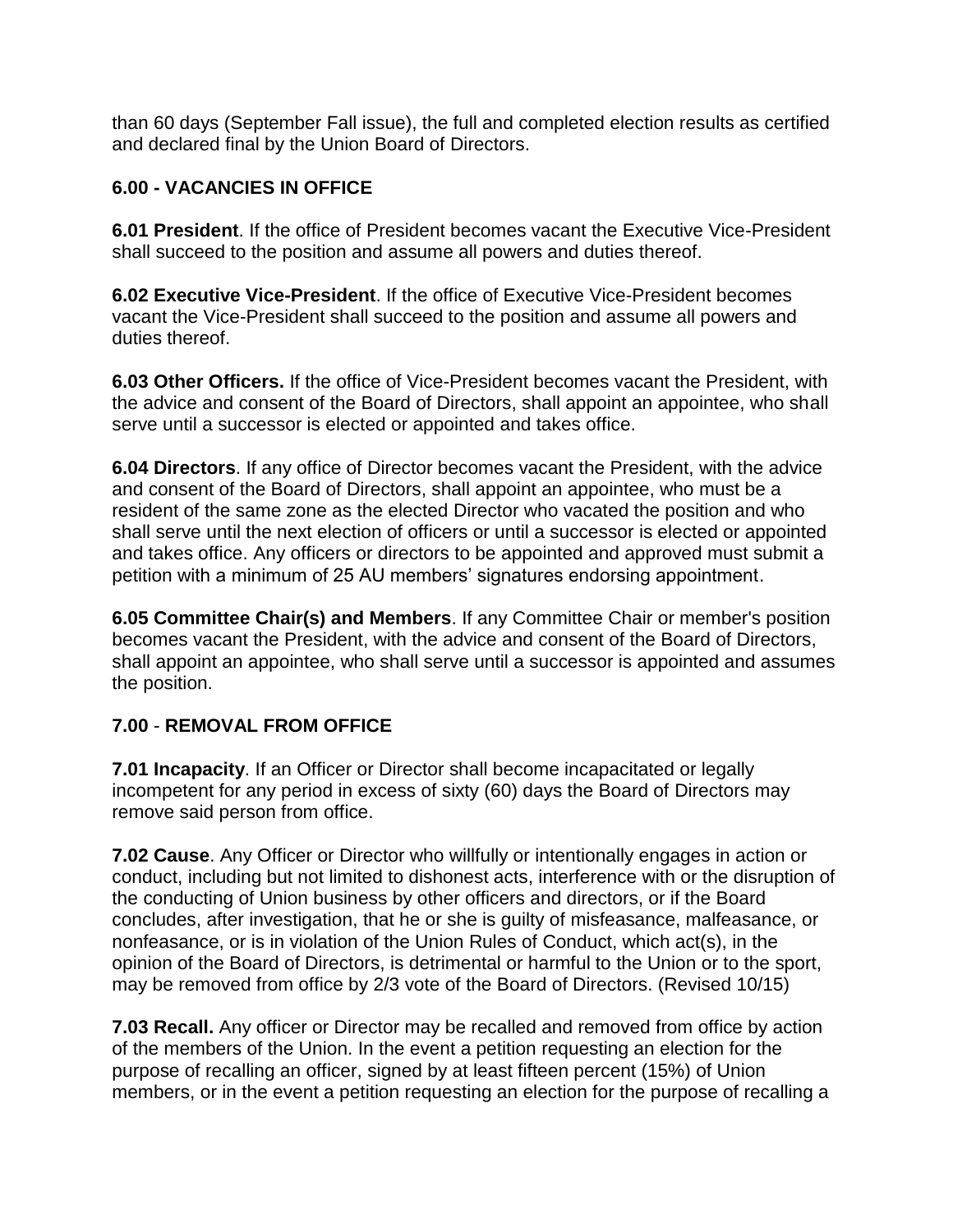than 60 days (September Fall issue), the full and completed election results as certified and declared final by the Union Board of Directors.

### 6.00 - VACANCIES IN OFFICE

**6.01 President**. If the office of President becomes vacant the Executive Vice-President shall succeed to the position and assume all powers and duties thereof.

**6.02 Executive Vice-President**. If the office of Executive Vice-President becomes vacant the Vice-President shall succeed to the position and assume all powers and duties thereof.

**6.03 Other Officers.** If the office of Vice-President becomes vacant the President, with the advice and consent of the Board of Directors, shall appoint an appointee, who shall serve until a successor is elected or appointed and takes office.

**6.04 Directors**. If any office of Director becomes vacant the President, with the advice and consent of the Board of Directors, shall appoint an appointee, who must be a resident of the same zone as the elected Director who vacated the position and who shall serve until the next election of officers or until a successor is elected or appointed and takes office. Any officers or directors to be appointed and approved must submit a petition with a minimum of 25 AU members' signatures endorsing appointment.

**6.05 Committee Chair(s) and Members**. If any Committee Chair or member's position becomes vacant the President, with the advice and consent of the Board of Directors, shall appoint an appointee, who shall serve until a successor is appointed and assumes the position.

### 7.00 - REMOVAL FROM OFFICE

**7.01 Incapacity**. If an Officer or Director shall become incapacitated or legally incompetent for any period in excess of sixty (60) days the Board of Directors may remove said person from office.

**7.02 Cause**. Any Officer or Director who willfully or intentionally engages in action or conduct, including but not limited to dishonest acts, interference with or the disruption of the conducting of Union business by other officers and directors, or if the Board concludes, after investigation, that he or she is guilty of misfeasance, malfeasance, or nonfeasance, or is in violation of the Union Rules of Conduct, which act(s), in the opinion of the Board of Directors, is detrimental or harmful to the Union or to the sport, may be removed from office by 2/3 vote of the Board of Directors. (Revised 10/15)

**7.03 Recall.** Any officer or Director may be recalled and removed from office by action of the members of the Union. In the event a petition requesting an election for the purpose of recalling an officer, signed by at least fifteen percent (15%) of Union members, or in the event a petition requesting an election for the purpose of recalling a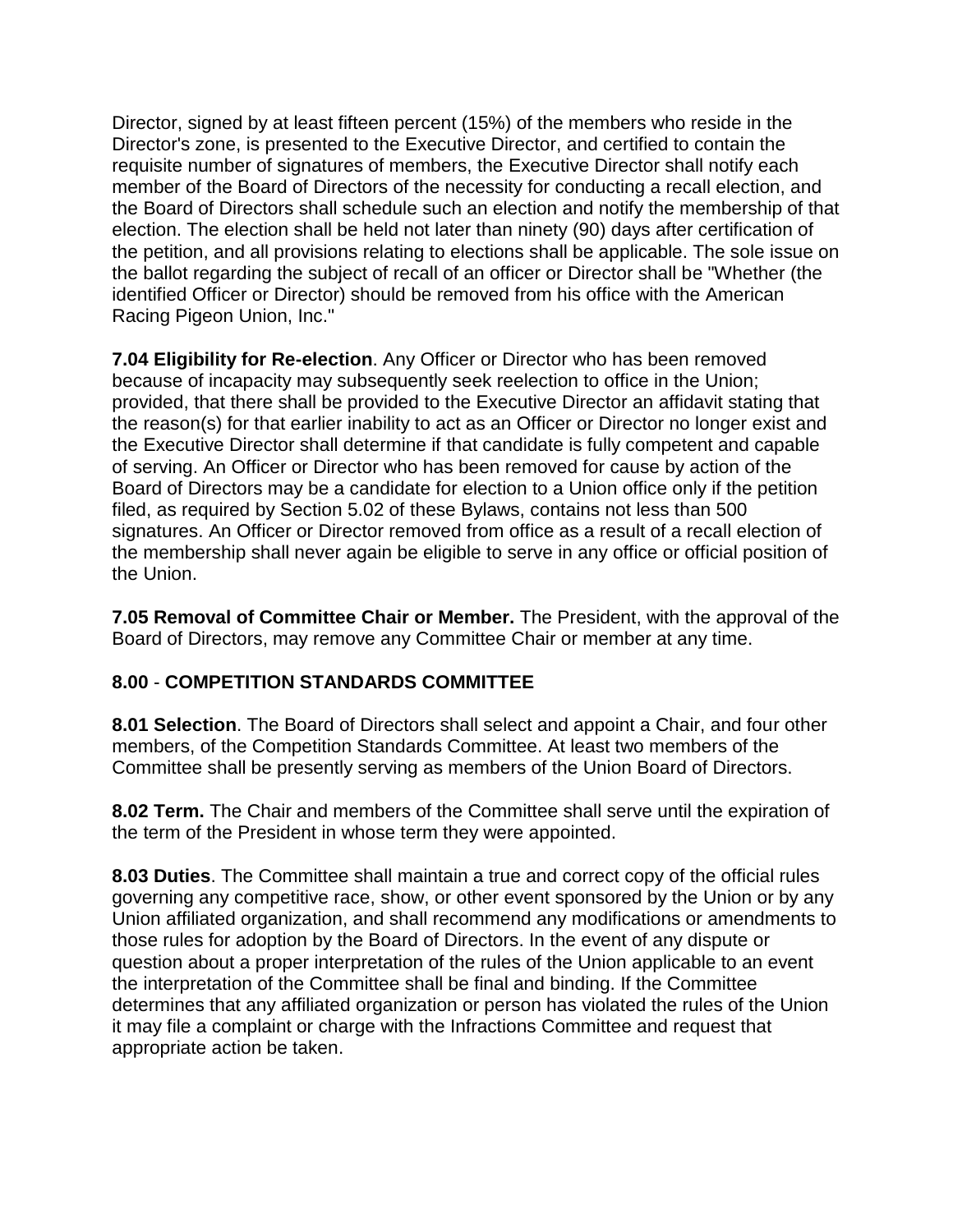Director, signed by at least fifteen percent (15%) of the members who reside in the Director's zone, is presented to the Executive Director, and certified to contain the requisite number of signatures of members, the Executive Director shall notify each member of the Board of Directors of the necessity for conducting a recall election, and the Board of Directors shall schedule such an election and notify the membership of that election. The election shall be held not later than ninety (90) days after certification of the petition, and all provisions relating to elections shall be applicable. The sole issue on the ballot regarding the subject of recall of an officer or Director shall be "Whether (the identified Officer or Director) should be removed from his office with the American Racing Pigeon Union, Inc."

**7.04 Eligibility for Re-election**. Any Officer or Director who has been removed because of incapacity may subsequently seek reelection to office in the Union; provided, that there shall be provided to the Executive Director an affidavit stating that the reason(s) for that earlier inability to act as an Officer or Director no longer exist and the Executive Director shall determine if that candidate is fully competent and capable of serving. An Officer or Director who has been removed for cause by action of the Board of Directors may be a candidate for election to a Union office only if the petition filed, as required by Section 5.02 of these Bylaws, contains not less than 500 signatures. An Officer or Director removed from office as a result of a recall election of the membership shall never again be eligible to serve in any office or official position of the Union.

**7.05 Removal of Committee Chair or Member.** The President, with the approval of the Board of Directors, may remove any Committee Chair or member at any time.

## 8.00 - COMPETITION STANDARDS COMMITTEE

**8.01 Selection**. The Board of Directors shall select and appoint a Chair, and four other members, of the Competition Standards Committee. At least two members of the Committee shall be presently serving as members of the Union Board of Directors.

**8.02 Term.** The Chair and members of the Committee shall serve until the expiration of the term of the President in whose term they were appointed.

**8.03 Duties**. The Committee shall maintain a true and correct copy of the official rules governing any competitive race, show, or other event sponsored by the Union or by any Union affiliated organization, and shall recommend any modifications or amendments to those rules for adoption by the Board of Directors. In the event of any dispute or question about a proper interpretation of the rules of the Union applicable to an event the interpretation of the Committee shall be final and binding. If the Committee determines that any affiliated organization or person has violated the rules of the Union it may file a complaint or charge with the Infractions Committee and request that appropriate action be taken.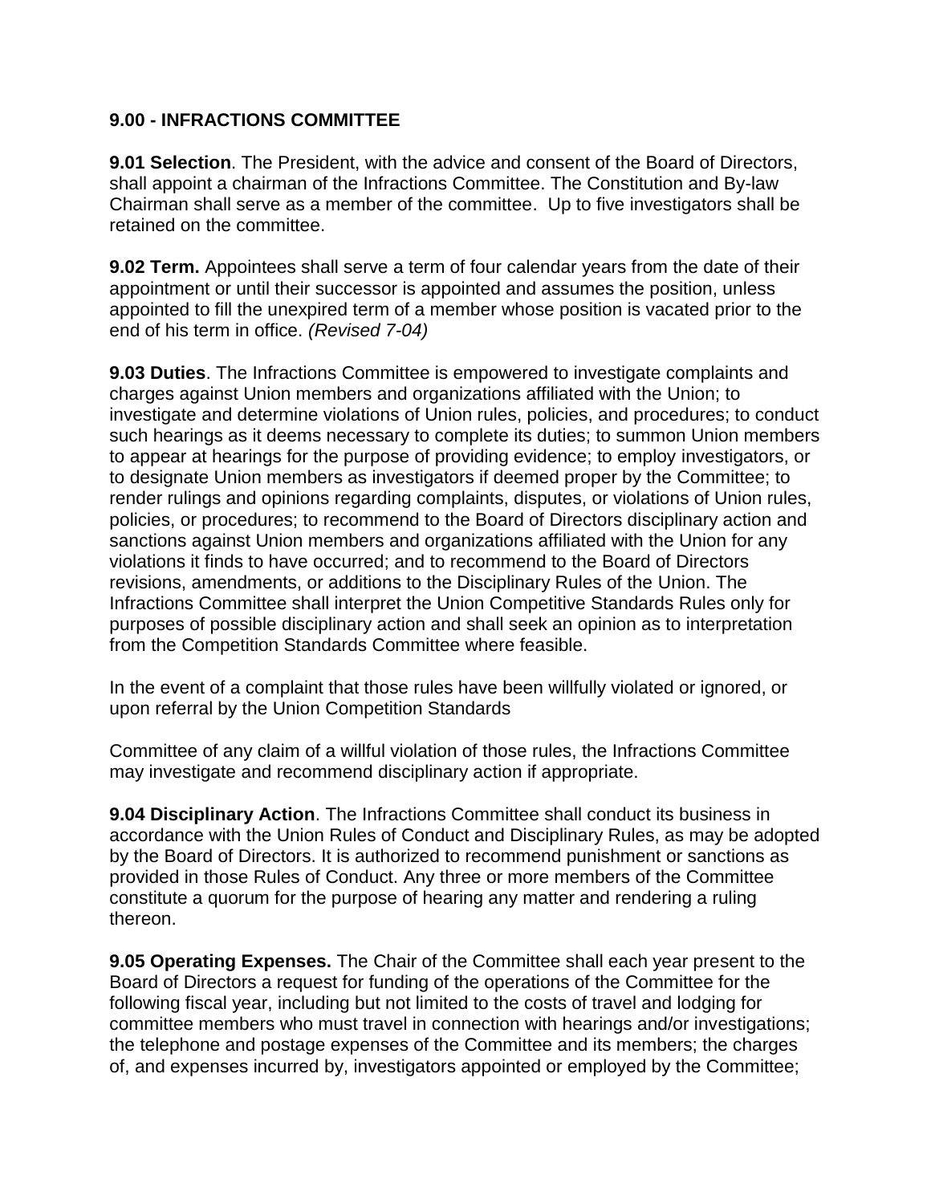## 9.00 - INFRACTIONS COMMITTEE

**9.01 Selection**. The President, with the advice and consent of the Board of Directors, shall appoint a chairman of the Infractions Committee. The Constitution and By-law Chairman shall serve as a member of the committee. Up to five investigators shall be retained on the committee.

**9.02 Term.** Appointees shall serve a term of four calendar years from the date of their appointment or until their successor is appointed and assumes the position, unless appointed to fill the unexpired term of a member whose position is vacated prior to the end of his term in office. *(Revised 7-04)*

**9.03 Duties**. The Infractions Committee is empowered to investigate complaints and charges against Union members and organizations affiliated with the Union; to investigate and determine violations of Union rules, policies, and procedures; to conduct such hearings as it deems necessary to complete its duties; to summon Union members to appear at hearings for the purpose of providing evidence; to employ investigators, or to designate Union members as investigators if deemed proper by the Committee; to render rulings and opinions regarding complaints, disputes, or violations of Union rules, policies, or procedures; to recommend to the Board of Directors disciplinary action and sanctions against Union members and organizations affiliated with the Union for any violations it finds to have occurred; and to recommend to the Board of Directors revisions, amendments, or additions to the Disciplinary Rules of the Union. The Infractions Committee shall interpret the Union Competitive Standards Rules only for purposes of possible disciplinary action and shall seek an opinion as to interpretation from the Competition Standards Committee where feasible.

In the event of a complaint that those rules have been willfully violated or ignored, or upon referral by the Union Competition Standards

Committee of any claim of a willful violation of those rules, the Infractions Committee may investigate and recommend disciplinary action if appropriate.

**9.04 Disciplinary Action**. The Infractions Committee shall conduct its business in accordance with the Union Rules of Conduct and Disciplinary Rules, as may be adopted by the Board of Directors. It is authorized to recommend punishment or sanctions as provided in those Rules of Conduct. Any three or more members of the Committee constitute a quorum for the purpose of hearing any matter and rendering a ruling thereon.

**9.05 Operating Expenses.** The Chair of the Committee shall each year present to the Board of Directors a request for funding of the operations of the Committee for the following fiscal year, including but not limited to the costs of travel and lodging for committee members who must travel in connection with hearings and/or investigations; the telephone and postage expenses of the Committee and its members; the charges of, and expenses incurred by, investigators appointed or employed by the Committee;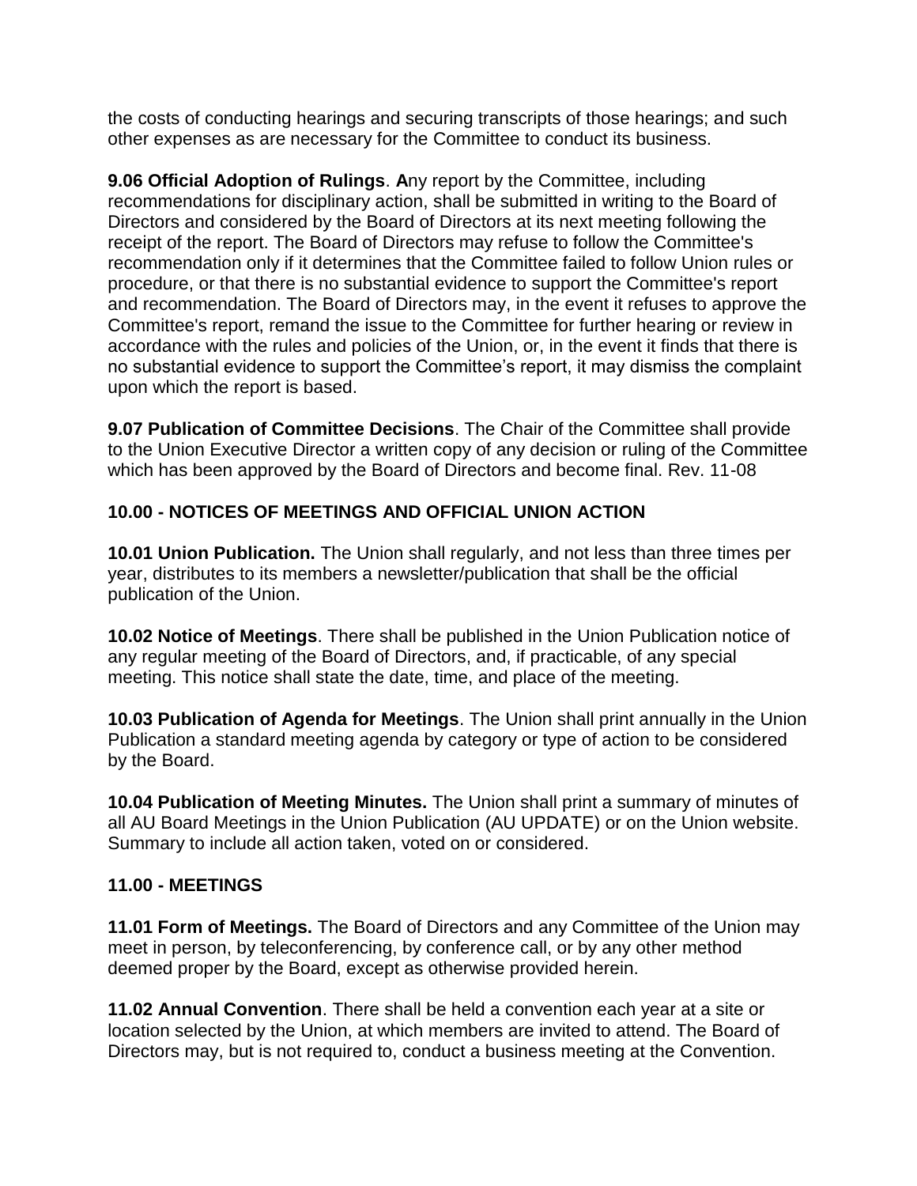the costs of conducting hearings and securing transcripts of those hearings; and such other expenses as are necessary for the Committee to conduct its business.

**9.06 Official Adoption of Rulings**. **A**ny report by the Committee, including recommendations for disciplinary action, shall be submitted in writing to the Board of Directors and considered by the Board of Directors at its next meeting following the receipt of the report. The Board of Directors may refuse to follow the Committee's recommendation only if it determines that the Committee failed to follow Union rules or procedure, or that there is no substantial evidence to support the Committee's report and recommendation. The Board of Directors may, in the event it refuses to approve the Committee's report, remand the issue to the Committee for further hearing or review in accordance with the rules and policies of the Union, or, in the event it finds that there is no substantial evidence to support the Committee's report, it may dismiss the complaint upon which the report is based.

**9.07 Publication of Committee Decisions**. The Chair of the Committee shall provide to the Union Executive Director a written copy of any decision or ruling of the Committee which has been approved by the Board of Directors and become final. Rev. 11-08

## 10.00 - NOTICES OF MEETINGS AND OFFICIAL UNION ACTION

**10.01 Union Publication.** The Union shall regularly, and not less than three times per year, distributes to its members a newsletter/publication that shall be the official publication of the Union.

**10.02 Notice of Meetings**. There shall be published in the Union Publication notice of any regular meeting of the Board of Directors, and, if practicable, of any special meeting. This notice shall state the date, time, and place of the meeting.

**10.03 Publication of Agenda for Meetings**. The Union shall print annually in the Union Publication a standard meeting agenda by category or type of action to be considered by the Board.

**10.04 Publication of Meeting Minutes.** The Union shall print a summary of minutes of all AU Board Meetings in the Union Publication (AU UPDATE) or on the Union website. Summary to include all action taken, voted on or considered.

## 11.00 - MEETINGS

**11.01 Form of Meetings.** The Board of Directors and any Committee of the Union may meet in person, by teleconferencing, by conference call, or by any other method deemed proper by the Board, except as otherwise provided herein.

**11.02 Annual Convention**. There shall be held a convention each year at a site or location selected by the Union, at which members are invited to attend. The Board of Directors may, but is not required to, conduct a business meeting at the Convention.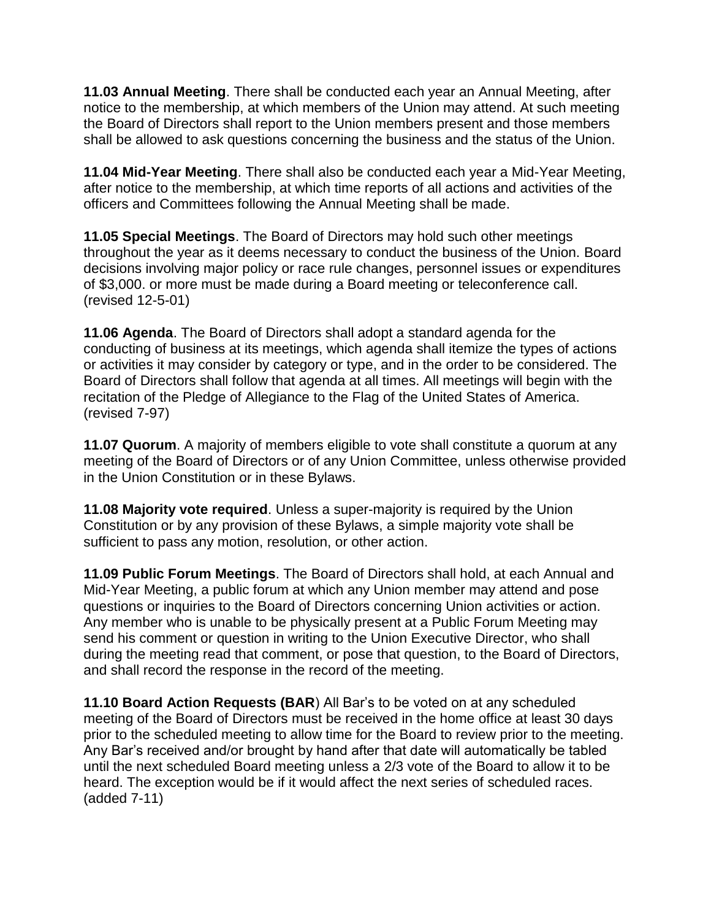**11.03 Annual Meeting**. There shall be conducted each year an Annual Meeting, after notice to the membership, at which members of the Union may attend. At such meeting the Board of Directors shall report to the Union members present and those members shall be allowed to ask questions concerning the business and the status of the Union.

**11.04 Mid-Year Meeting**. There shall also be conducted each year a Mid-Year Meeting, after notice to the membership, at which time reports of all actions and activities of the officers and Committees following the Annual Meeting shall be made.

**11.05 Special Meetings**. The Board of Directors may hold such other meetings throughout the year as it deems necessary to conduct the business of the Union. Board decisions involving major policy or race rule changes, personnel issues or expenditures of $3,000. or more must be made during a Board meeting or teleconference call. (revised 12-5-01)

**11.06 Agenda**. The Board of Directors shall adopt a standard agenda for the conducting of business at its meetings, which agenda shall itemize the types of actions or activities it may consider by category or type, and in the order to be considered. The Board of Directors shall follow that agenda at all times. All meetings will begin with the recitation of the Pledge of Allegiance to the Flag of the United States of America. (revised 7-97)

**11.07 Quorum**. A majority of members eligible to vote shall constitute a quorum at any meeting of the Board of Directors or of any Union Committee, unless otherwise provided in the Union Constitution or in these Bylaws.

**11.08 Majority vote required**. Unless a super-majority is required by the Union Constitution or by any provision of these Bylaws, a simple majority vote shall be sufficient to pass any motion, resolution, or other action.

**11.09 Public Forum Meetings**. The Board of Directors shall hold, at each Annual and Mid-Year Meeting, a public forum at which any Union member may attend and pose questions or inquiries to the Board of Directors concerning Union activities or action. Any member who is unable to be physically present at a Public Forum Meeting may send his comment or question in writing to the Union Executive Director, who shall during the meeting read that comment, or pose that question, to the Board of Directors, and shall record the response in the record of the meeting.

**11.10 Board Action Requests (BAR**) All Bar's to be voted on at any scheduled meeting of the Board of Directors must be received in the home office at least 30 days prior to the scheduled meeting to allow time for the Board to review prior to the meeting. Any Bar's received and/or brought by hand after that date will automatically be tabled until the next scheduled Board meeting unless a 2/3 vote of the Board to allow it to be heard. The exception would be if it would affect the next series of scheduled races. (added 7-11)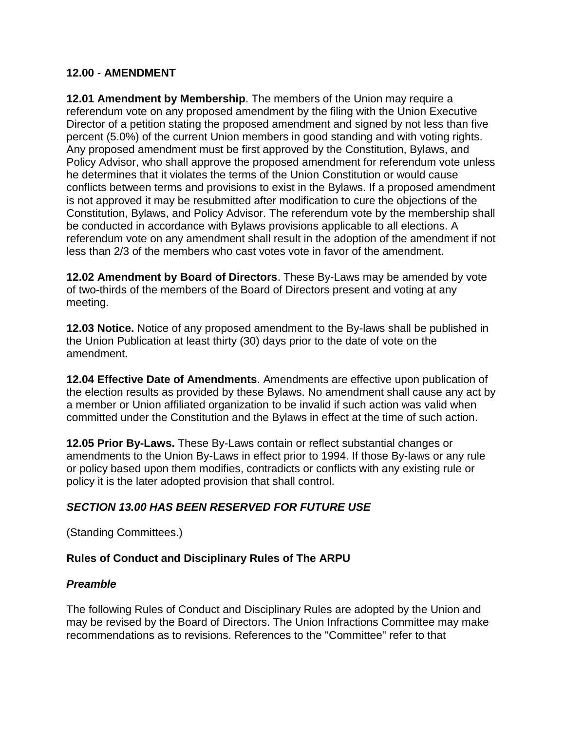**12.00** - **AMENDMENT**

**12.01 Amendment by Membership**. The members of the Union may require a referendum vote on any proposed amendment by the filing with the Union Executive Director of a petition stating the proposed amendment and signed by not less than five percent (5.0%) of the current Union members in good standing and with voting rights. Any proposed amendment must be first approved by the Constitution, Bylaws, and Policy Advisor, who shall approve the proposed amendment for referendum vote unless he determines that it violates the terms of the Union Constitution or would cause conflicts between terms and provisions to exist in the Bylaws. If a proposed amendment is not approved it may be resubmitted after modification to cure the objections of the Constitution, Bylaws, and Policy Advisor. The referendum vote by the membership shall be conducted in accordance with Bylaws provisions applicable to all elections. A referendum vote on any amendment shall result in the adoption of the amendment if not less than 2/3 of the members who cast votes vote in favor of the amendment.

**12.02 Amendment by Board of Directors**. These By-Laws may be amended by vote of two-thirds of the members of the Board of Directors present and voting at any meeting.

**12.03 Notice.** Notice of any proposed amendment to the By-laws shall be published in the Union Publication at least thirty (30) days prior to the date of vote on the amendment.

**12.04 Effective Date of Amendments**. Amendments are effective upon publication of the election results as provided by these Bylaws. No amendment shall cause any act by a member or Union affiliated organization to be invalid if such action was valid when committed under the Constitution and the Bylaws in effect at the time of such action.

**12.05 Prior By-Laws.** These By-Laws contain or reflect substantial changes or amendments to the Union By-Laws in effect prior to 1994. If those By-laws or any rule or policy based upon them modifies, contradicts or conflicts with any existing rule or policy it is the later adopted provision that shall control.

***SECTION 13.00 HAS BEEN RESERVED FOR FUTURE USE***

(Standing Committees.)

**Rules of Conduct and Disciplinary Rules of The ARPU**

***Preamble***

The following Rules of Conduct and Disciplinary Rules are adopted by the Union and may be revised by the Board of Directors. The Union Infractions Committee may make recommendations as to revisions. References to the "Committee" refer to that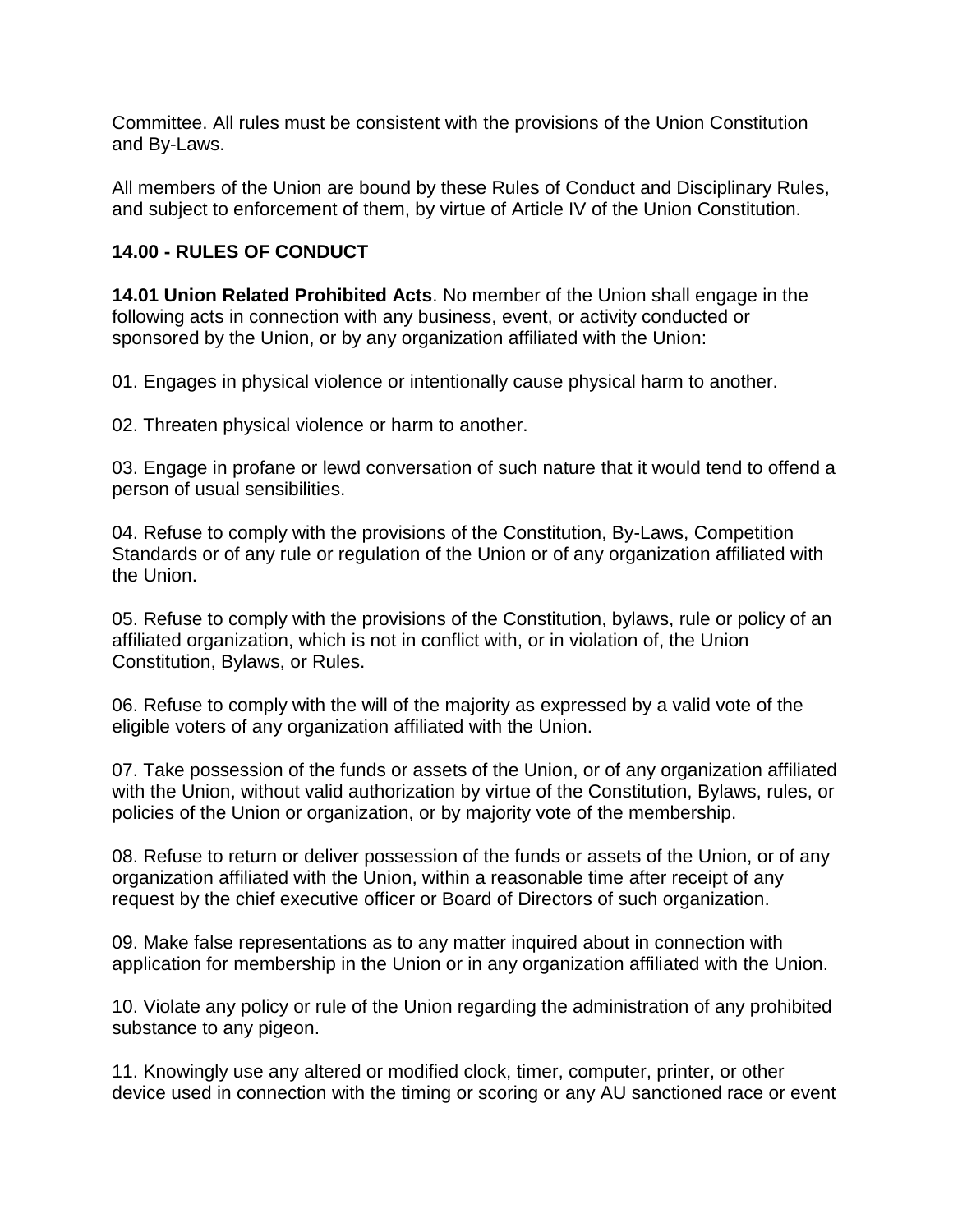Committee. All rules must be consistent with the provisions of the Union Constitution and By-Laws.

All members of the Union are bound by these Rules of Conduct and Disciplinary Rules, and subject to enforcement of them, by virtue of Article IV of the Union Constitution.

## 14.00 - RULES OF CONDUCT

**14.01 Union Related Prohibited Acts**. No member of the Union shall engage in the following acts in connection with any business, event, or activity conducted or sponsored by the Union, or by any organization affiliated with the Union:

01. Engages in physical violence or intentionally cause physical harm to another.

02. Threaten physical violence or harm to another.

03. Engage in profane or lewd conversation of such nature that it would tend to offend a person of usual sensibilities.

04. Refuse to comply with the provisions of the Constitution, By-Laws, Competition Standards or of any rule or regulation of the Union or of any organization affiliated with the Union.

05. Refuse to comply with the provisions of the Constitution, bylaws, rule or policy of an affiliated organization, which is not in conflict with, or in violation of, the Union Constitution, Bylaws, or Rules.

06. Refuse to comply with the will of the majority as expressed by a valid vote of the eligible voters of any organization affiliated with the Union.

07. Take possession of the funds or assets of the Union, or of any organization affiliated with the Union, without valid authorization by virtue of the Constitution, Bylaws, rules, or policies of the Union or organization, or by majority vote of the membership.

08. Refuse to return or deliver possession of the funds or assets of the Union, or of any organization affiliated with the Union, within a reasonable time after receipt of any request by the chief executive officer or Board of Directors of such organization.

09. Make false representations as to any matter inquired about in connection with application for membership in the Union or in any organization affiliated with the Union.

10. Violate any policy or rule of the Union regarding the administration of any prohibited substance to any pigeon.

11. Knowingly use any altered or modified clock, timer, computer, printer, or other device used in connection with the timing or scoring or any AU sanctioned race or event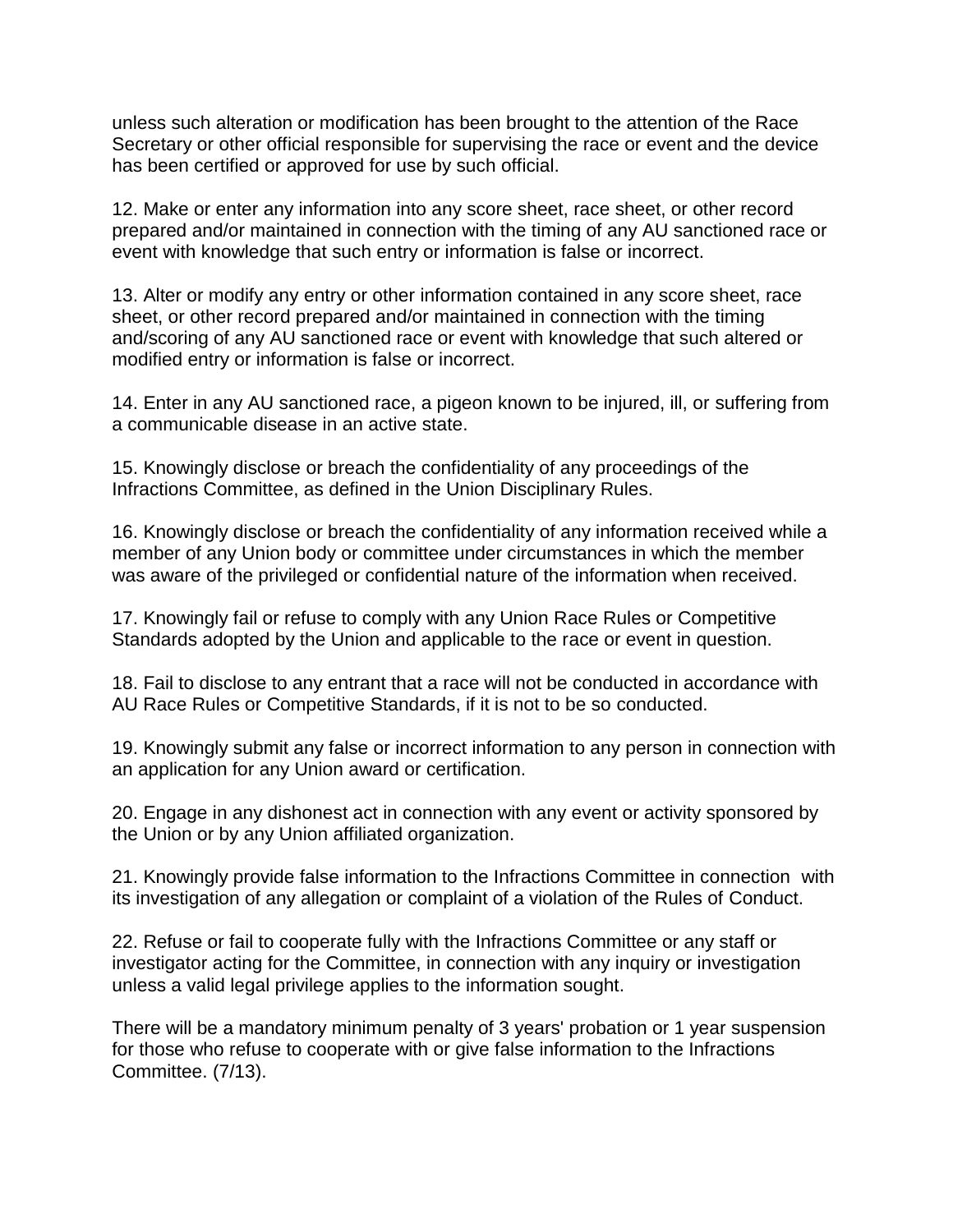unless such alteration or modification has been brought to the attention of the Race Secretary or other official responsible for supervising the race or event and the device has been certified or approved for use by such official.

12. Make or enter any information into any score sheet, race sheet, or other record prepared and/or maintained in connection with the timing of any AU sanctioned race or event with knowledge that such entry or information is false or incorrect.

13. Alter or modify any entry or other information contained in any score sheet, race sheet, or other record prepared and/or maintained in connection with the timing and/scoring of any AU sanctioned race or event with knowledge that such altered or modified entry or information is false or incorrect.

14. Enter in any AU sanctioned race, a pigeon known to be injured, ill, or suffering from a communicable disease in an active state.

15. Knowingly disclose or breach the confidentiality of any proceedings of the Infractions Committee, as defined in the Union Disciplinary Rules.

16. Knowingly disclose or breach the confidentiality of any information received while a member of any Union body or committee under circumstances in which the member was aware of the privileged or confidential nature of the information when received.

17. Knowingly fail or refuse to comply with any Union Race Rules or Competitive Standards adopted by the Union and applicable to the race or event in question.

18. Fail to disclose to any entrant that a race will not be conducted in accordance with AU Race Rules or Competitive Standards, if it is not to be so conducted.

19. Knowingly submit any false or incorrect information to any person in connection with an application for any Union award or certification.

20. Engage in any dishonest act in connection with any event or activity sponsored by the Union or by any Union affiliated organization.

21. Knowingly provide false information to the Infractions Committee in connection with its investigation of any allegation or complaint of a violation of the Rules of Conduct.

22. Refuse or fail to cooperate fully with the Infractions Committee or any staff or investigator acting for the Committee, in connection with any inquiry or investigation unless a valid legal privilege applies to the information sought.

There will be a mandatory minimum penalty of 3 years' probation or 1 year suspension for those who refuse to cooperate with or give false information to the Infractions Committee. (7/13).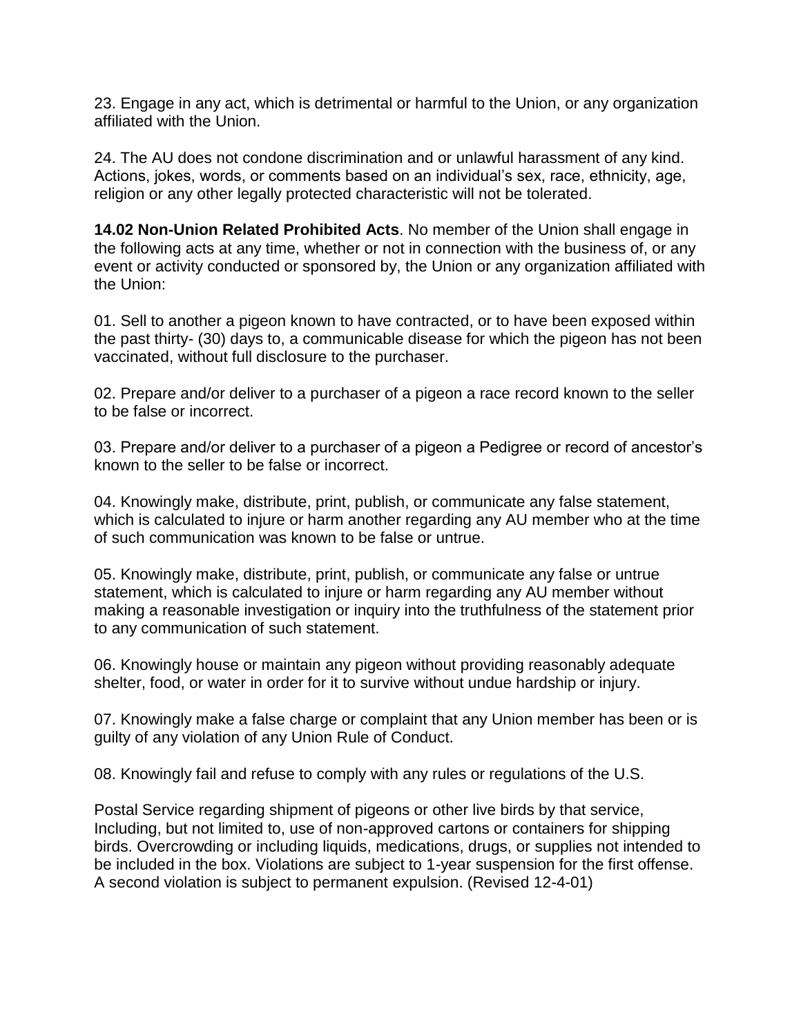23. Engage in any act, which is detrimental or harmful to the Union, or any organization affiliated with the Union.

24. The AU does not condone discrimination and or unlawful harassment of any kind. Actions, jokes, words, or comments based on an individual's sex, race, ethnicity, age, religion or any other legally protected characteristic will not be tolerated.

**14.02 Non-Union Related Prohibited Acts**. No member of the Union shall engage in the following acts at any time, whether or not in connection with the business of, or any event or activity conducted or sponsored by, the Union or any organization affiliated with the Union:

01. Sell to another a pigeon known to have contracted, or to have been exposed within the past thirty- (30) days to, a communicable disease for which the pigeon has not been vaccinated, without full disclosure to the purchaser.

02. Prepare and/or deliver to a purchaser of a pigeon a race record known to the seller to be false or incorrect.

03. Prepare and/or deliver to a purchaser of a pigeon a Pedigree or record of ancestor's known to the seller to be false or incorrect.

04. Knowingly make, distribute, print, publish, or communicate any false statement, which is calculated to injure or harm another regarding any AU member who at the time of such communication was known to be false or untrue.

05. Knowingly make, distribute, print, publish, or communicate any false or untrue statement, which is calculated to injure or harm regarding any AU member without making a reasonable investigation or inquiry into the truthfulness of the statement prior to any communication of such statement.

06. Knowingly house or maintain any pigeon without providing reasonably adequate shelter, food, or water in order for it to survive without undue hardship or injury.

07. Knowingly make a false charge or complaint that any Union member has been or is guilty of any violation of any Union Rule of Conduct.

08. Knowingly fail and refuse to comply with any rules or regulations of the U.S.

Postal Service regarding shipment of pigeons or other live birds by that service, Including, but not limited to, use of non-approved cartons or containers for shipping birds. Overcrowding or including liquids, medications, drugs, or supplies not intended to be included in the box. Violations are subject to 1-year suspension for the first offense. A second violation is subject to permanent expulsion. (Revised 12-4-01)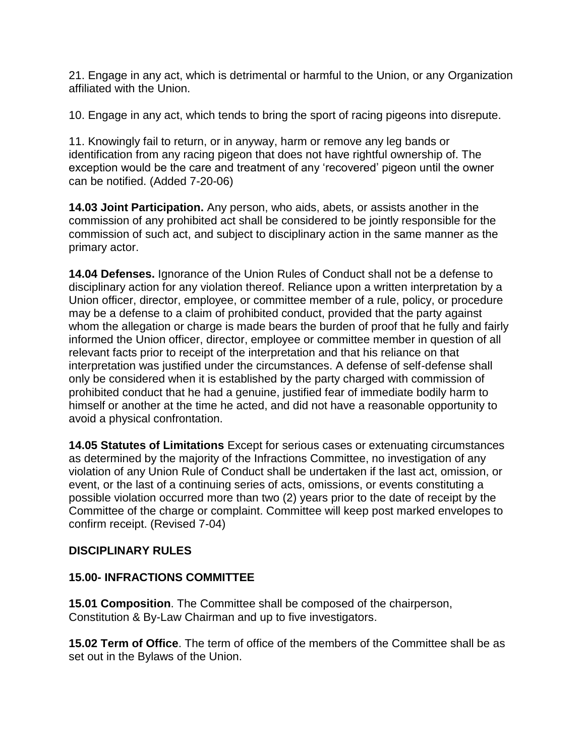21. Engage in any act, which is detrimental or harmful to the Union, or any Organization affiliated with the Union.

10. Engage in any act, which tends to bring the sport of racing pigeons into disrepute.

11. Knowingly fail to return, or in anyway, harm or remove any leg bands or identification from any racing pigeon that does not have rightful ownership of. The exception would be the care and treatment of any 'recovered' pigeon until the owner can be notified. (Added 7-20-06)

**14.03 Joint Participation.** Any person, who aids, abets, or assists another in the commission of any prohibited act shall be considered to be jointly responsible for the commission of such act, and subject to disciplinary action in the same manner as the primary actor.

**14.04 Defenses.** Ignorance of the Union Rules of Conduct shall not be a defense to disciplinary action for any violation thereof. Reliance upon a written interpretation by a Union officer, director, employee, or committee member of a rule, policy, or procedure may be a defense to a claim of prohibited conduct, provided that the party against whom the allegation or charge is made bears the burden of proof that he fully and fairly informed the Union officer, director, employee or committee member in question of all relevant facts prior to receipt of the interpretation and that his reliance on that interpretation was justified under the circumstances. A defense of self-defense shall only be considered when it is established by the party charged with commission of prohibited conduct that he had a genuine, justified fear of immediate bodily harm to himself or another at the time he acted, and did not have a reasonable opportunity to avoid a physical confrontation.

**14.05 Statutes of Limitations** Except for serious cases or extenuating circumstances as determined by the majority of the Infractions Committee, no investigation of any violation of any Union Rule of Conduct shall be undertaken if the last act, omission, or event, or the last of a continuing series of acts, omissions, or events constituting a possible violation occurred more than two (2) years prior to the date of receipt by the Committee of the charge or complaint. Committee will keep post marked envelopes to confirm receipt. (Revised 7-04)

## DISCIPLINARY RULES

### 15.00- INFRACTIONS COMMITTEE

**15.01 Composition**. The Committee shall be composed of the chairperson, Constitution & By-Law Chairman and up to five investigators.

**15.02 Term of Office**. The term of office of the members of the Committee shall be as set out in the Bylaws of the Union.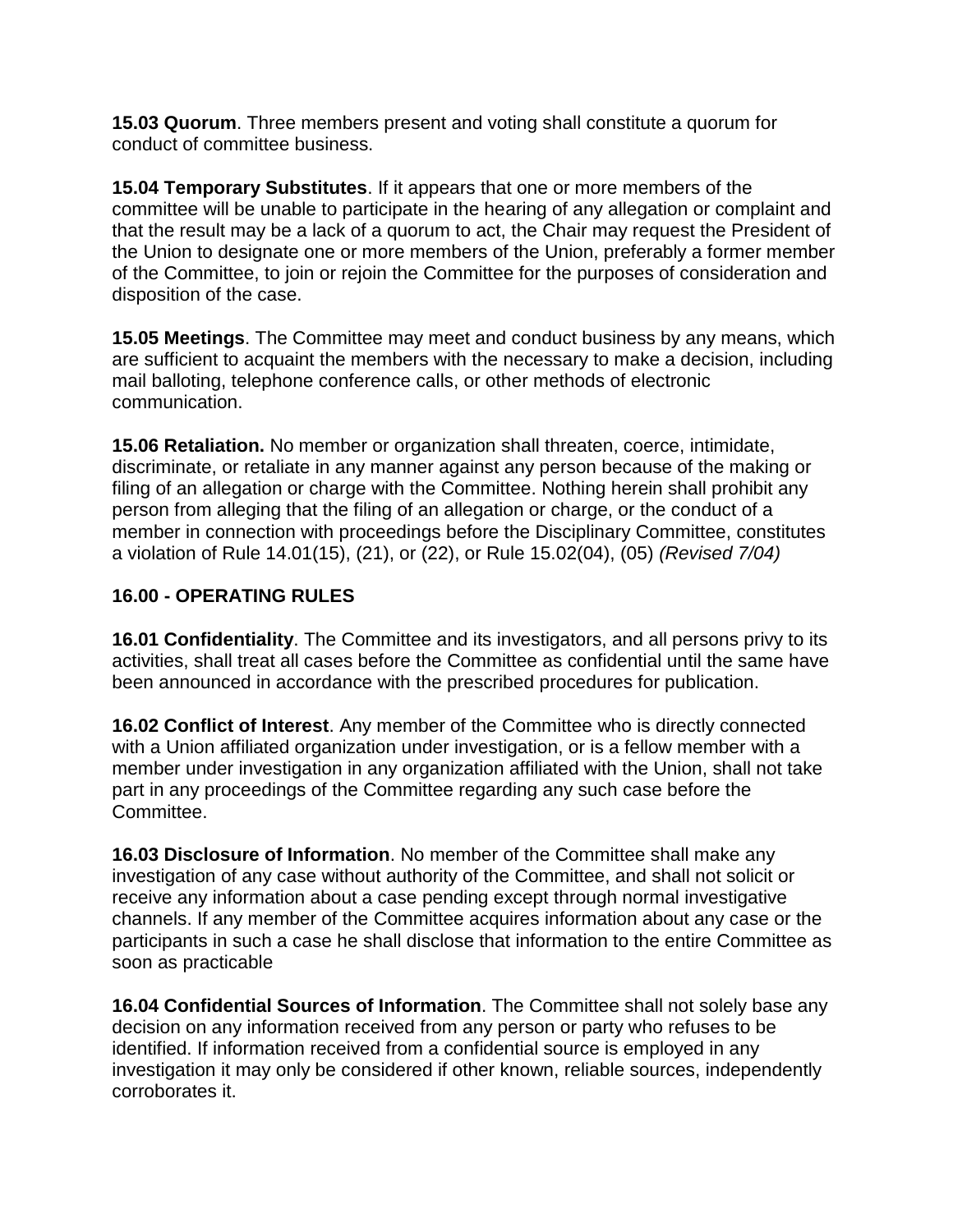**15.03 Quorum**. Three members present and voting shall constitute a quorum for conduct of committee business.

**15.04 Temporary Substitutes**. If it appears that one or more members of the committee will be unable to participate in the hearing of any allegation or complaint and that the result may be a lack of a quorum to act, the Chair may request the President of the Union to designate one or more members of the Union, preferably a former member of the Committee, to join or rejoin the Committee for the purposes of consideration and disposition of the case.

**15.05 Meetings**. The Committee may meet and conduct business by any means, which are sufficient to acquaint the members with the necessary to make a decision, including mail balloting, telephone conference calls, or other methods of electronic communication.

**15.06 Retaliation.** No member or organization shall threaten, coerce, intimidate, discriminate, or retaliate in any manner against any person because of the making or filing of an allegation or charge with the Committee. Nothing herein shall prohibit any person from alleging that the filing of an allegation or charge, or the conduct of a member in connection with proceedings before the Disciplinary Committee, constitutes a violation of Rule 14.01(15), (21), or (22), or Rule 15.02(04), (05) *(Revised 7/04)*

## 16.00 - OPERATING RULES

**16.01 Confidentiality**. The Committee and its investigators, and all persons privy to its activities, shall treat all cases before the Committee as confidential until the same have been announced in accordance with the prescribed procedures for publication.

**16.02 Conflict of Interest**. Any member of the Committee who is directly connected with a Union affiliated organization under investigation, or is a fellow member with a member under investigation in any organization affiliated with the Union, shall not take part in any proceedings of the Committee regarding any such case before the Committee.

**16.03 Disclosure of Information**. No member of the Committee shall make any investigation of any case without authority of the Committee, and shall not solicit or receive any information about a case pending except through normal investigative channels. If any member of the Committee acquires information about any case or the participants in such a case he shall disclose that information to the entire Committee as soon as practicable

**16.04 Confidential Sources of Information**. The Committee shall not solely base any decision on any information received from any person or party who refuses to be identified. If information received from a confidential source is employed in any investigation it may only be considered if other known, reliable sources, independently corroborates it.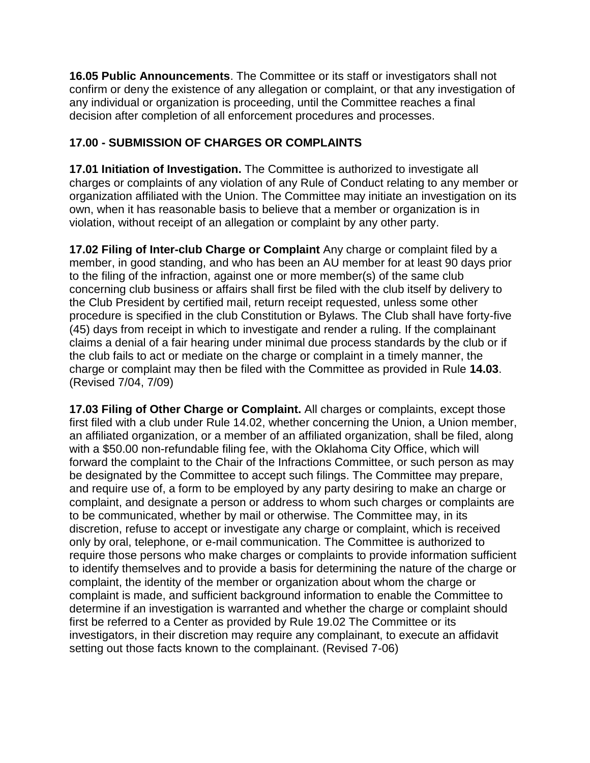**16.05 Public Announcements**. The Committee or its staff or investigators shall not confirm or deny the existence of any allegation or complaint, or that any investigation of any individual or organization is proceeding, until the Committee reaches a final decision after completion of all enforcement procedures and processes.

## 17.00 - SUBMISSION OF CHARGES OR COMPLAINTS

**17.01 Initiation of Investigation.** The Committee is authorized to investigate all charges or complaints of any violation of any Rule of Conduct relating to any member or organization affiliated with the Union. The Committee may initiate an investigation on its own, when it has reasonable basis to believe that a member or organization is in violation, without receipt of an allegation or complaint by any other party.

**17.02 Filing of Inter-club Charge or Complaint** Any charge or complaint filed by a member, in good standing, and who has been an AU member for at least 90 days prior to the filing of the infraction, against one or more member(s) of the same club concerning club business or affairs shall first be filed with the club itself by delivery to the Club President by certified mail, return receipt requested, unless some other procedure is specified in the club Constitution or Bylaws. The Club shall have forty-five (45) days from receipt in which to investigate and render a ruling. If the complainant claims a denial of a fair hearing under minimal due process standards by the club or if the club fails to act or mediate on the charge or complaint in a timely manner, the charge or complaint may then be filed with the Committee as provided in Rule **14.03**. (Revised 7/04, 7/09)

**17.03 Filing of Other Charge or Complaint.** All charges or complaints, except those first filed with a club under Rule 14.02, whether concerning the Union, a Union member, an affiliated organization, or a member of an affiliated organization, shall be filed, along with a $50.00 non-refundable filing fee, with the Oklahoma City Office, which will forward the complaint to the Chair of the Infractions Committee, or such person as may be designated by the Committee to accept such filings. The Committee may prepare, and require use of, a form to be employed by any party desiring to make an charge or complaint, and designate a person or address to whom such charges or complaints are to be communicated, whether by mail or otherwise. The Committee may, in its discretion, refuse to accept or investigate any charge or complaint, which is received only by oral, telephone, or e-mail communication. The Committee is authorized to require those persons who make charges or complaints to provide information sufficient to identify themselves and to provide a basis for determining the nature of the charge or complaint, the identity of the member or organization about whom the charge or complaint is made, and sufficient background information to enable the Committee to determine if an investigation is warranted and whether the charge or complaint should first be referred to a Center as provided by Rule 19.02 The Committee or its investigators, in their discretion may require any complainant, to execute an affidavit setting out those facts known to the complainant. (Revised 7-06)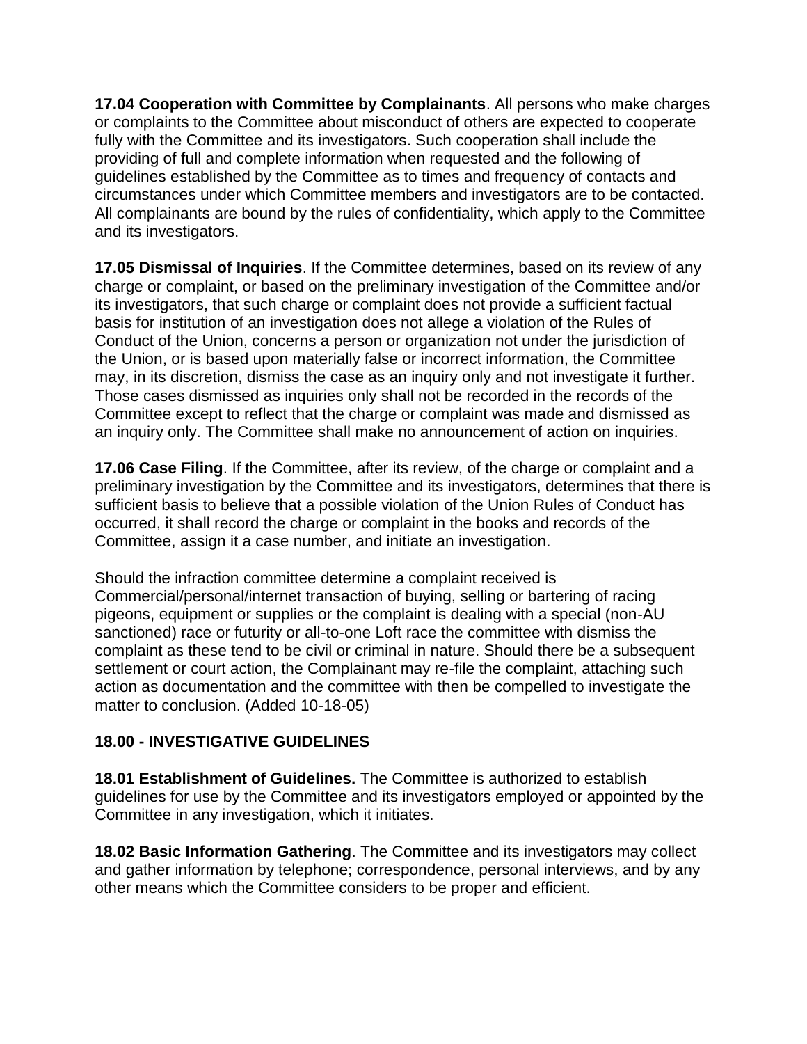**17.04 Cooperation with Committee by Complainants**. All persons who make charges or complaints to the Committee about misconduct of others are expected to cooperate fully with the Committee and its investigators. Such cooperation shall include the providing of full and complete information when requested and the following of guidelines established by the Committee as to times and frequency of contacts and circumstances under which Committee members and investigators are to be contacted. All complainants are bound by the rules of confidentiality, which apply to the Committee and its investigators.

**17.05 Dismissal of Inquiries**. If the Committee determines, based on its review of any charge or complaint, or based on the preliminary investigation of the Committee and/or its investigators, that such charge or complaint does not provide a sufficient factual basis for institution of an investigation does not allege a violation of the Rules of Conduct of the Union, concerns a person or organization not under the jurisdiction of the Union, or is based upon materially false or incorrect information, the Committee may, in its discretion, dismiss the case as an inquiry only and not investigate it further. Those cases dismissed as inquiries only shall not be recorded in the records of the Committee except to reflect that the charge or complaint was made and dismissed as an inquiry only. The Committee shall make no announcement of action on inquiries.

**17.06 Case Filing**. If the Committee, after its review, of the charge or complaint and a preliminary investigation by the Committee and its investigators, determines that there is sufficient basis to believe that a possible violation of the Union Rules of Conduct has occurred, it shall record the charge or complaint in the books and records of the Committee, assign it a case number, and initiate an investigation.

Should the infraction committee determine a complaint received is Commercial/personal/internet transaction of buying, selling or bartering of racing pigeons, equipment or supplies or the complaint is dealing with a special (non-AU sanctioned) race or futurity or all-to-one Loft race the committee with dismiss the complaint as these tend to be civil or criminal in nature. Should there be a subsequent settlement or court action, the Complainant may re-file the complaint, attaching such action as documentation and the committee with then be compelled to investigate the matter to conclusion. (Added 10-18-05)

## 18.00 - INVESTIGATIVE GUIDELINES

**18.01 Establishment of Guidelines.** The Committee is authorized to establish guidelines for use by the Committee and its investigators employed or appointed by the Committee in any investigation, which it initiates.

**18.02 Basic Information Gathering**. The Committee and its investigators may collect and gather information by telephone; correspondence, personal interviews, and by any other means which the Committee considers to be proper and efficient.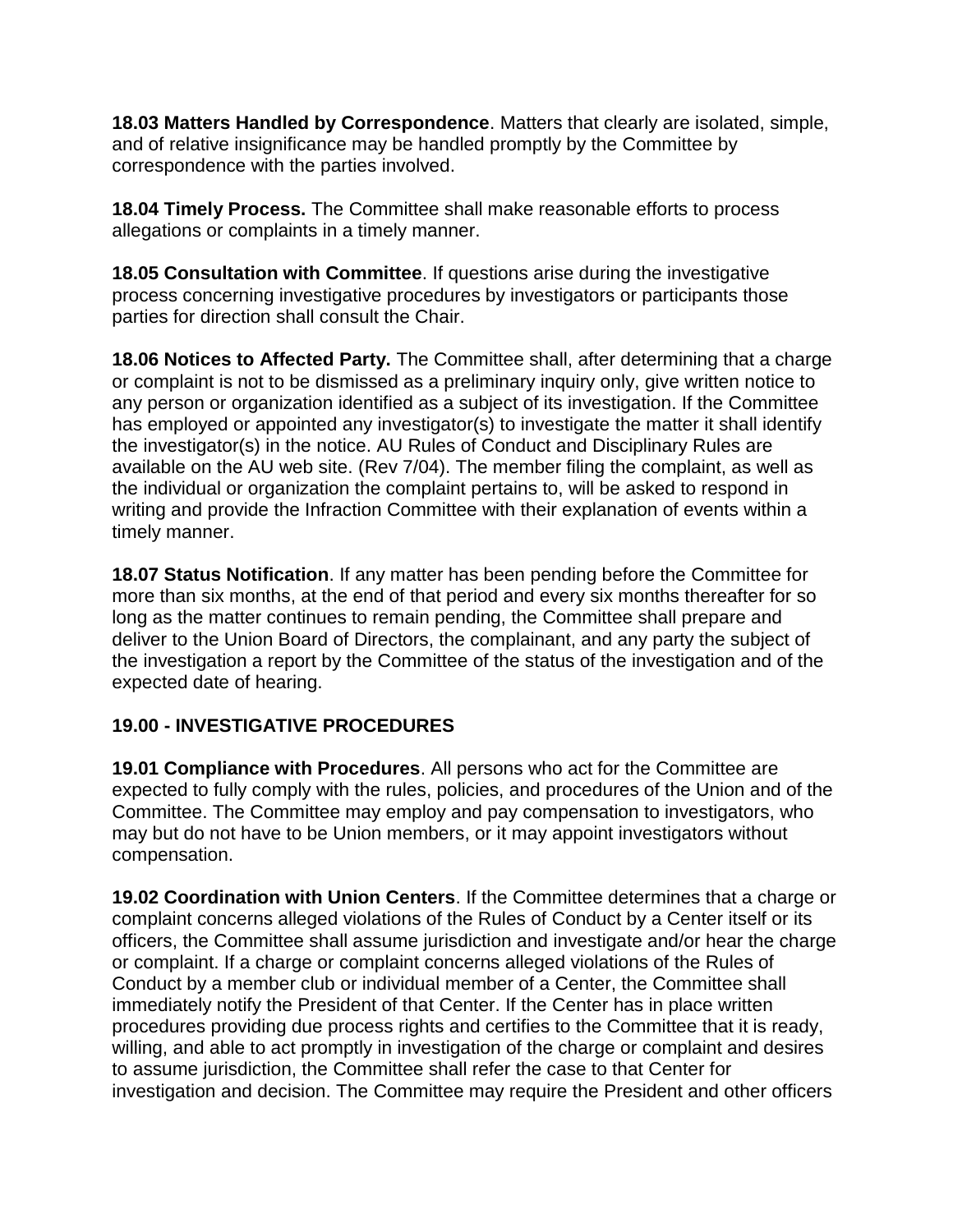**18.03 Matters Handled by Correspondence**. Matters that clearly are isolated, simple, and of relative insignificance may be handled promptly by the Committee by correspondence with the parties involved.

**18.04 Timely Process.** The Committee shall make reasonable efforts to process allegations or complaints in a timely manner.

**18.05 Consultation with Committee**. If questions arise during the investigative process concerning investigative procedures by investigators or participants those parties for direction shall consult the Chair.

**18.06 Notices to Affected Party.** The Committee shall, after determining that a charge or complaint is not to be dismissed as a preliminary inquiry only, give written notice to any person or organization identified as a subject of its investigation. If the Committee has employed or appointed any investigator(s) to investigate the matter it shall identify the investigator(s) in the notice. AU Rules of Conduct and Disciplinary Rules are available on the AU web site. (Rev 7/04). The member filing the complaint, as well as the individual or organization the complaint pertains to, will be asked to respond in writing and provide the Infraction Committee with their explanation of events within a timely manner.

**18.07 Status Notification**. If any matter has been pending before the Committee for more than six months, at the end of that period and every six months thereafter for so long as the matter continues to remain pending, the Committee shall prepare and deliver to the Union Board of Directors, the complainant, and any party the subject of the investigation a report by the Committee of the status of the investigation and of the expected date of hearing.

## 19.00 - INVESTIGATIVE PROCEDURES

**19.01 Compliance with Procedures**. All persons who act for the Committee are expected to fully comply with the rules, policies, and procedures of the Union and of the Committee. The Committee may employ and pay compensation to investigators, who may but do not have to be Union members, or it may appoint investigators without compensation.

**19.02 Coordination with Union Centers**. If the Committee determines that a charge or complaint concerns alleged violations of the Rules of Conduct by a Center itself or its officers, the Committee shall assume jurisdiction and investigate and/or hear the charge or complaint. If a charge or complaint concerns alleged violations of the Rules of Conduct by a member club or individual member of a Center, the Committee shall immediately notify the President of that Center. If the Center has in place written procedures providing due process rights and certifies to the Committee that it is ready, willing, and able to act promptly in investigation of the charge or complaint and desires to assume jurisdiction, the Committee shall refer the case to that Center for investigation and decision. The Committee may require the President and other officers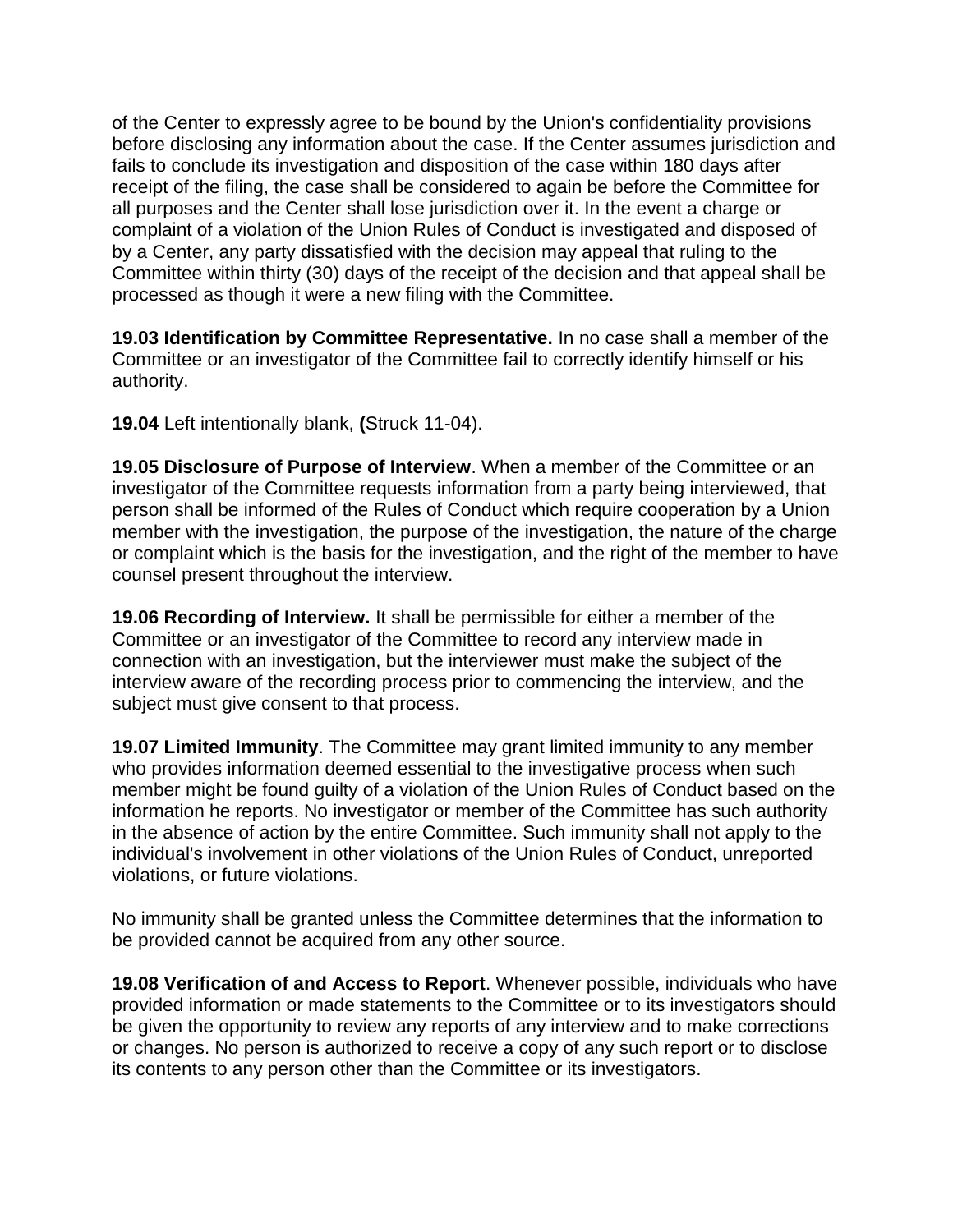of the Center to expressly agree to be bound by the Union's confidentiality provisions before disclosing any information about the case. If the Center assumes jurisdiction and fails to conclude its investigation and disposition of the case within 180 days after receipt of the filing, the case shall be considered to again be before the Committee for all purposes and the Center shall lose jurisdiction over it. In the event a charge or complaint of a violation of the Union Rules of Conduct is investigated and disposed of by a Center, any party dissatisfied with the decision may appeal that ruling to the Committee within thirty (30) days of the receipt of the decision and that appeal shall be processed as though it were a new filing with the Committee.

**19.03 Identification by Committee Representative.** In no case shall a member of the Committee or an investigator of the Committee fail to correctly identify himself or his authority.

**19.04** Left intentionally blank, **(**Struck 11-04).

**19.05 Disclosure of Purpose of Interview**. When a member of the Committee or an investigator of the Committee requests information from a party being interviewed, that person shall be informed of the Rules of Conduct which require cooperation by a Union member with the investigation, the purpose of the investigation, the nature of the charge or complaint which is the basis for the investigation, and the right of the member to have counsel present throughout the interview.

**19.06 Recording of Interview.** It shall be permissible for either a member of the Committee or an investigator of the Committee to record any interview made in connection with an investigation, but the interviewer must make the subject of the interview aware of the recording process prior to commencing the interview, and the subject must give consent to that process.

**19.07 Limited Immunity**. The Committee may grant limited immunity to any member who provides information deemed essential to the investigative process when such member might be found guilty of a violation of the Union Rules of Conduct based on the information he reports. No investigator or member of the Committee has such authority in the absence of action by the entire Committee. Such immunity shall not apply to the individual's involvement in other violations of the Union Rules of Conduct, unreported violations, or future violations.

No immunity shall be granted unless the Committee determines that the information to be provided cannot be acquired from any other source.

**19.08 Verification of and Access to Report**. Whenever possible, individuals who have provided information or made statements to the Committee or to its investigators should be given the opportunity to review any reports of any interview and to make corrections or changes. No person is authorized to receive a copy of any such report or to disclose its contents to any person other than the Committee or its investigators.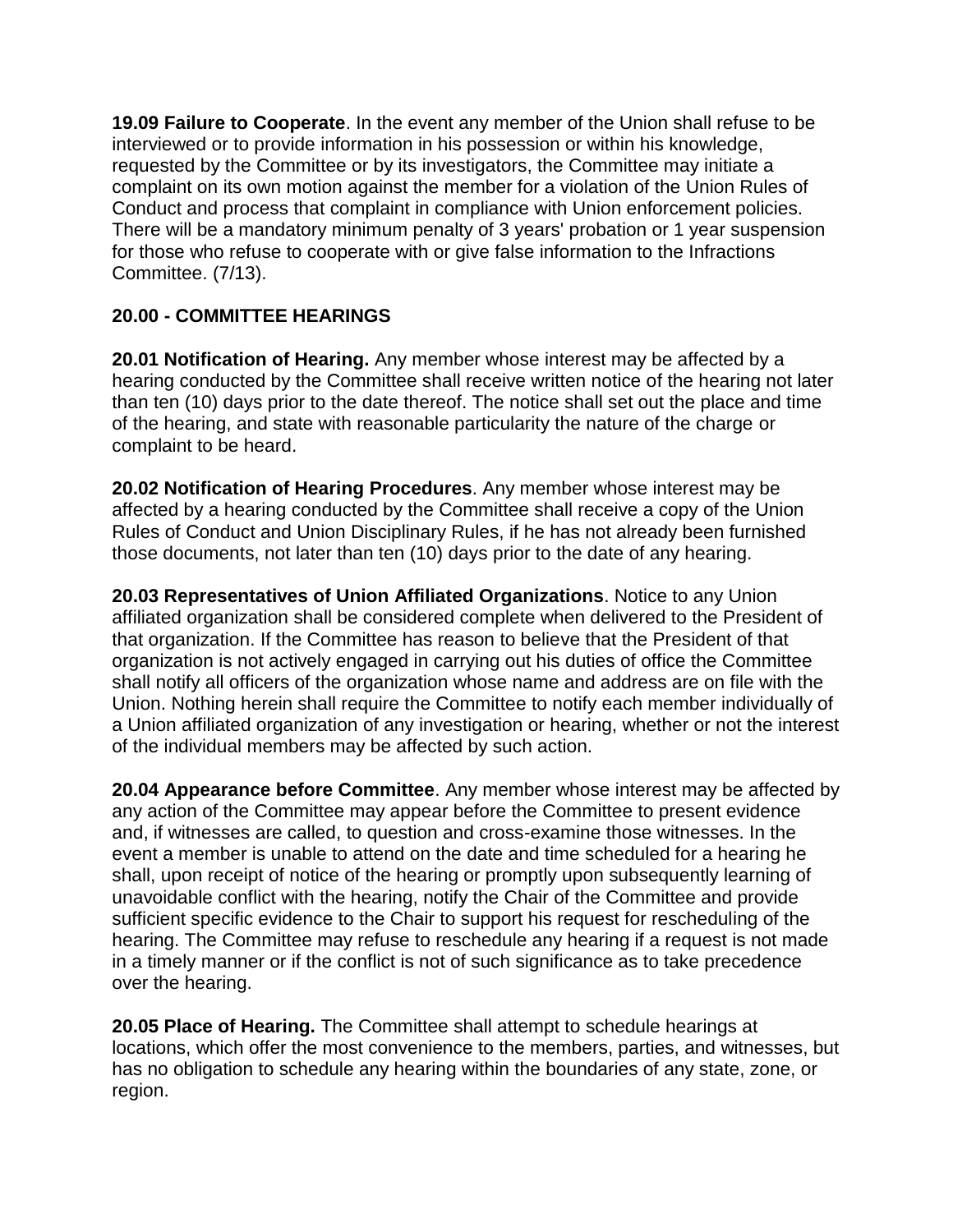**19.09 Failure to Cooperate**. In the event any member of the Union shall refuse to be interviewed or to provide information in his possession or within his knowledge, requested by the Committee or by its investigators, the Committee may initiate a complaint on its own motion against the member for a violation of the Union Rules of Conduct and process that complaint in compliance with Union enforcement policies. There will be a mandatory minimum penalty of 3 years' probation or 1 year suspension for those who refuse to cooperate with or give false information to the Infractions Committee. (7/13).

## 20.00 - COMMITTEE HEARINGS

**20.01 Notification of Hearing.** Any member whose interest may be affected by a hearing conducted by the Committee shall receive written notice of the hearing not later than ten (10) days prior to the date thereof. The notice shall set out the place and time of the hearing, and state with reasonable particularity the nature of the charge or complaint to be heard.

**20.02 Notification of Hearing Procedures**. Any member whose interest may be affected by a hearing conducted by the Committee shall receive a copy of the Union Rules of Conduct and Union Disciplinary Rules, if he has not already been furnished those documents, not later than ten (10) days prior to the date of any hearing.

**20.03 Representatives of Union Affiliated Organizations**. Notice to any Union affiliated organization shall be considered complete when delivered to the President of that organization. If the Committee has reason to believe that the President of that organization is not actively engaged in carrying out his duties of office the Committee shall notify all officers of the organization whose name and address are on file with the Union. Nothing herein shall require the Committee to notify each member individually of a Union affiliated organization of any investigation or hearing, whether or not the interest of the individual members may be affected by such action.

**20.04 Appearance before Committee**. Any member whose interest may be affected by any action of the Committee may appear before the Committee to present evidence and, if witnesses are called, to question and cross-examine those witnesses. In the event a member is unable to attend on the date and time scheduled for a hearing he shall, upon receipt of notice of the hearing or promptly upon subsequently learning of unavoidable conflict with the hearing, notify the Chair of the Committee and provide sufficient specific evidence to the Chair to support his request for rescheduling of the hearing. The Committee may refuse to reschedule any hearing if a request is not made in a timely manner or if the conflict is not of such significance as to take precedence over the hearing.

**20.05 Place of Hearing.** The Committee shall attempt to schedule hearings at locations, which offer the most convenience to the members, parties, and witnesses, but has no obligation to schedule any hearing within the boundaries of any state, zone, or region.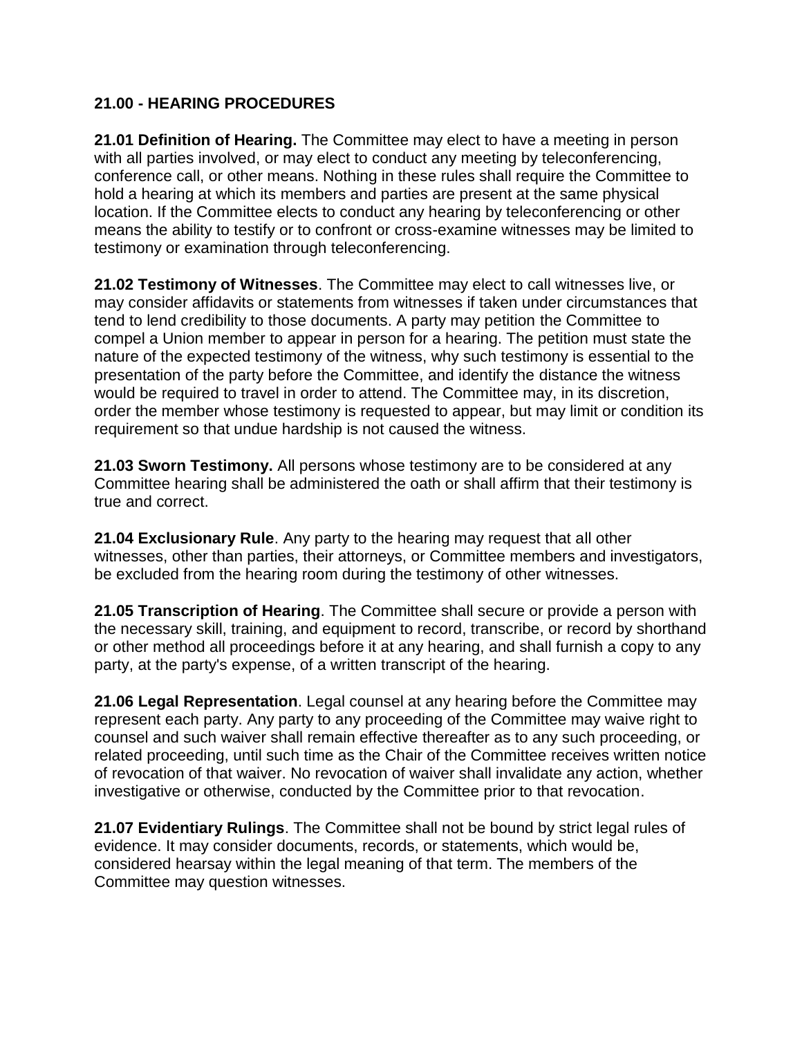## 21.00 - HEARING PROCEDURES

**21.01 Definition of Hearing.** The Committee may elect to have a meeting in person with all parties involved, or may elect to conduct any meeting by teleconferencing, conference call, or other means. Nothing in these rules shall require the Committee to hold a hearing at which its members and parties are present at the same physical location. If the Committee elects to conduct any hearing by teleconferencing or other means the ability to testify or to confront or cross-examine witnesses may be limited to testimony or examination through teleconferencing.

**21.02 Testimony of Witnesses**. The Committee may elect to call witnesses live, or may consider affidavits or statements from witnesses if taken under circumstances that tend to lend credibility to those documents. A party may petition the Committee to compel a Union member to appear in person for a hearing. The petition must state the nature of the expected testimony of the witness, why such testimony is essential to the presentation of the party before the Committee, and identify the distance the witness would be required to travel in order to attend. The Committee may, in its discretion, order the member whose testimony is requested to appear, but may limit or condition its requirement so that undue hardship is not caused the witness.

**21.03 Sworn Testimony.** All persons whose testimony are to be considered at any Committee hearing shall be administered the oath or shall affirm that their testimony is true and correct.

**21.04 Exclusionary Rule**. Any party to the hearing may request that all other witnesses, other than parties, their attorneys, or Committee members and investigators, be excluded from the hearing room during the testimony of other witnesses.

**21.05 Transcription of Hearing**. The Committee shall secure or provide a person with the necessary skill, training, and equipment to record, transcribe, or record by shorthand or other method all proceedings before it at any hearing, and shall furnish a copy to any party, at the party's expense, of a written transcript of the hearing.

**21.06 Legal Representation**. Legal counsel at any hearing before the Committee may represent each party. Any party to any proceeding of the Committee may waive right to counsel and such waiver shall remain effective thereafter as to any such proceeding, or related proceeding, until such time as the Chair of the Committee receives written notice of revocation of that waiver. No revocation of waiver shall invalidate any action, whether investigative or otherwise, conducted by the Committee prior to that revocation.

**21.07 Evidentiary Rulings**. The Committee shall not be bound by strict legal rules of evidence. It may consider documents, records, or statements, which would be, considered hearsay within the legal meaning of that term. The members of the Committee may question witnesses.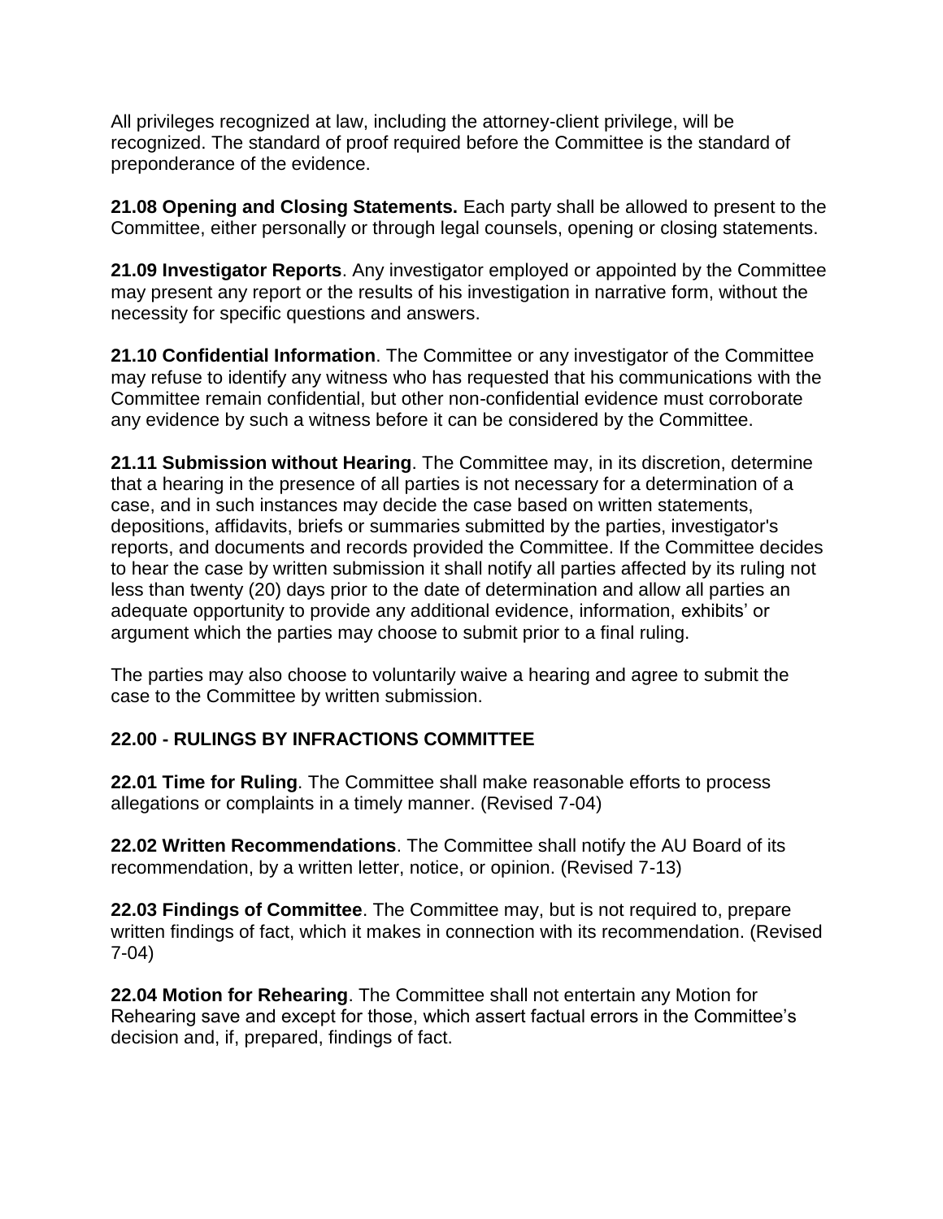All privileges recognized at law, including the attorney-client privilege, will be recognized. The standard of proof required before the Committee is the standard of preponderance of the evidence.

**21.08 Opening and Closing Statements.** Each party shall be allowed to present to the Committee, either personally or through legal counsels, opening or closing statements.

**21.09 Investigator Reports**. Any investigator employed or appointed by the Committee may present any report or the results of his investigation in narrative form, without the necessity for specific questions and answers.

**21.10 Confidential Information**. The Committee or any investigator of the Committee may refuse to identify any witness who has requested that his communications with the Committee remain confidential, but other non-confidential evidence must corroborate any evidence by such a witness before it can be considered by the Committee.

**21.11 Submission without Hearing**. The Committee may, in its discretion, determine that a hearing in the presence of all parties is not necessary for a determination of a case, and in such instances may decide the case based on written statements, depositions, affidavits, briefs or summaries submitted by the parties, investigator's reports, and documents and records provided the Committee. If the Committee decides to hear the case by written submission it shall notify all parties affected by its ruling not less than twenty (20) days prior to the date of determination and allow all parties an adequate opportunity to provide any additional evidence, information, exhibits' or argument which the parties may choose to submit prior to a final ruling.

The parties may also choose to voluntarily waive a hearing and agree to submit the case to the Committee by written submission.

## 22.00 - RULINGS BY INFRACTIONS COMMITTEE

**22.01 Time for Ruling**. The Committee shall make reasonable efforts to process allegations or complaints in a timely manner. (Revised 7-04)

**22.02 Written Recommendations**. The Committee shall notify the AU Board of its recommendation, by a written letter, notice, or opinion. (Revised 7-13)

**22.03 Findings of Committee**. The Committee may, but is not required to, prepare written findings of fact, which it makes in connection with its recommendation. (Revised 7-04)

**22.04 Motion for Rehearing**. The Committee shall not entertain any Motion for Rehearing save and except for those, which assert factual errors in the Committee's decision and, if, prepared, findings of fact.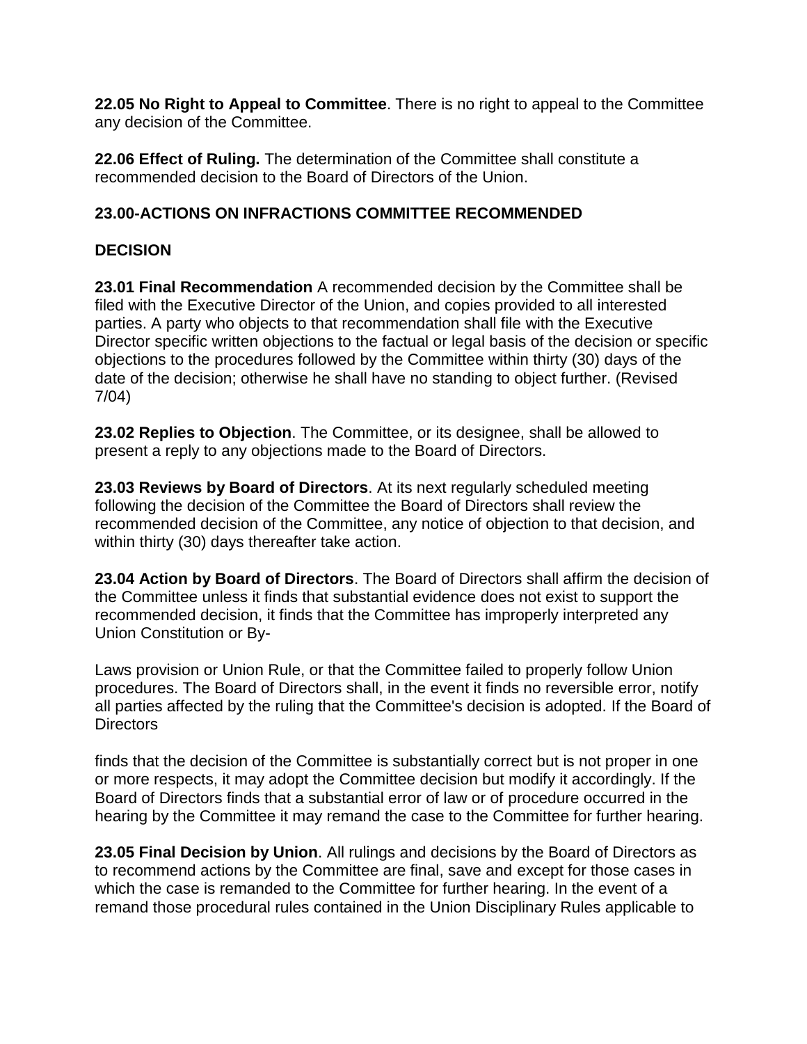**22.05 No Right to Appeal to Committee**. There is no right to appeal to the Committee any decision of the Committee.

**22.06 Effect of Ruling.** The determination of the Committee shall constitute a recommended decision to the Board of Directors of the Union.

## 23.00-ACTIONS ON INFRACTIONS COMMITTEE RECOMMENDED DECISION

**23.01 Final Recommendation** A recommended decision by the Committee shall be filed with the Executive Director of the Union, and copies provided to all interested parties. A party who objects to that recommendation shall file with the Executive Director specific written objections to the factual or legal basis of the decision or specific objections to the procedures followed by the Committee within thirty (30) days of the date of the decision; otherwise he shall have no standing to object further. (Revised 7/04)

**23.02 Replies to Objection**. The Committee, or its designee, shall be allowed to present a reply to any objections made to the Board of Directors.

**23.03 Reviews by Board of Directors**. At its next regularly scheduled meeting following the decision of the Committee the Board of Directors shall review the recommended decision of the Committee, any notice of objection to that decision, and within thirty (30) days thereafter take action.

**23.04 Action by Board of Directors**. The Board of Directors shall affirm the decision of the Committee unless it finds that substantial evidence does not exist to support the recommended decision, it finds that the Committee has improperly interpreted any Union Constitution or By-Laws provision or Union Rule, or that the Committee failed to properly follow Union procedures. The Board of Directors shall, in the event it finds no reversible error, notify all parties affected by the ruling that the Committee's decision is adopted. If the Board of Directors finds that the decision of the Committee is substantially correct but is not proper in one or more respects, it may adopt the Committee decision but modify it accordingly. If the Board of Directors finds that a substantial error of law or of procedure occurred in the hearing by the Committee it may remand the case to the Committee for further hearing.

**23.05 Final Decision by Union**. All rulings and decisions by the Board of Directors as to recommend actions by the Committee are final, save and except for those cases in which the case is remanded to the Committee for further hearing. In the event of a remand those procedural rules contained in the Union Disciplinary Rules applicable to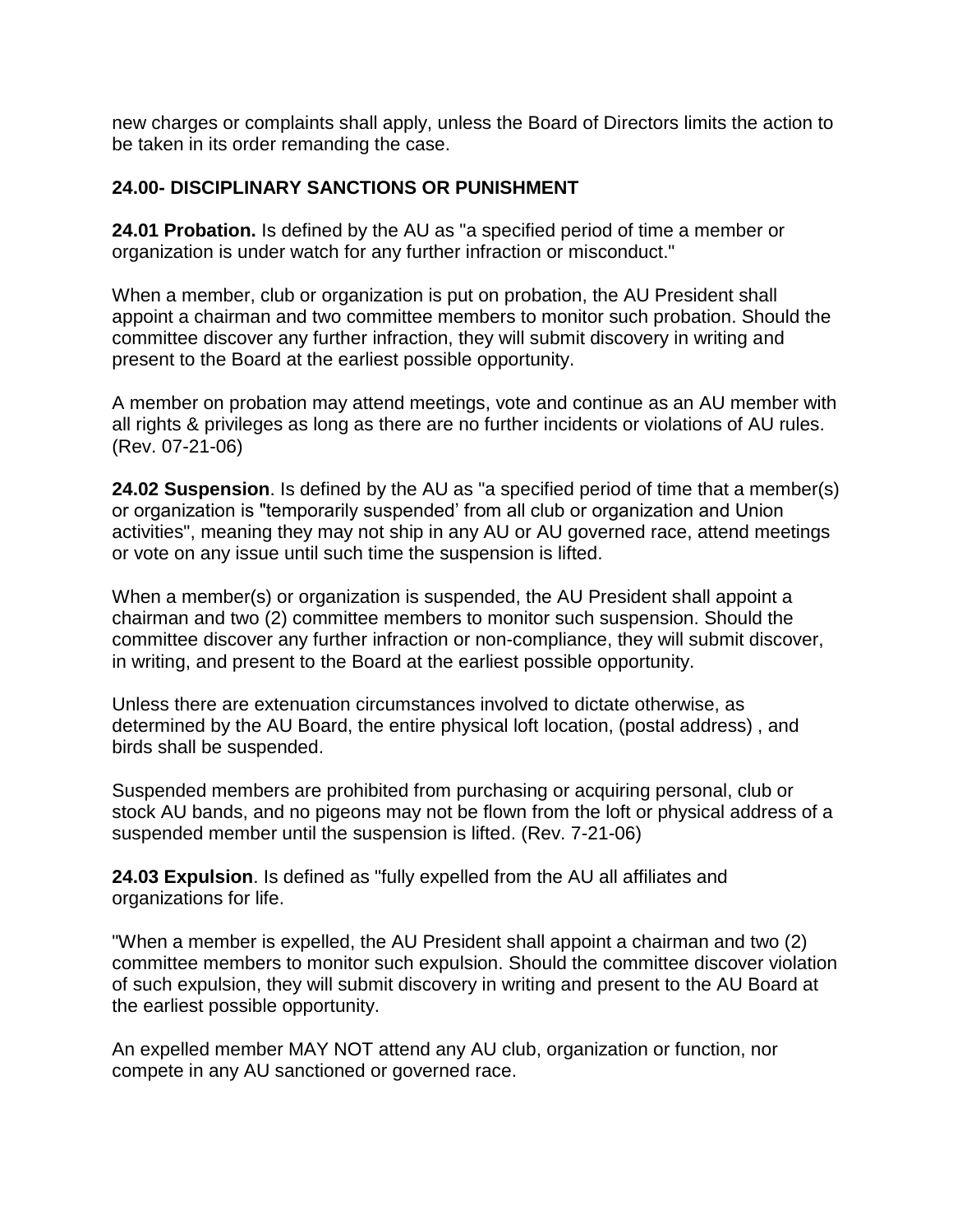new charges or complaints shall apply, unless the Board of Directors limits the action to be taken in its order remanding the case.

## 24.00- DISCIPLINARY SANCTIONS OR PUNISHMENT

**24.01 Probation.** Is defined by the AU as "a specified period of time a member or organization is under watch for any further infraction or misconduct."

When a member, club or organization is put on probation, the AU President shall appoint a chairman and two committee members to monitor such probation. Should the committee discover any further infraction, they will submit discovery in writing and present to the Board at the earliest possible opportunity.

A member on probation may attend meetings, vote and continue as an AU member with all rights & privileges as long as there are no further incidents or violations of AU rules. (Rev. 07-21-06)

**24.02 Suspension**. Is defined by the AU as "a specified period of time that a member(s) or organization is "temporarily suspended' from all club or organization and Union activities", meaning they may not ship in any AU or AU governed race, attend meetings or vote on any issue until such time the suspension is lifted.

When a member(s) or organization is suspended, the AU President shall appoint a chairman and two (2) committee members to monitor such suspension. Should the committee discover any further infraction or non-compliance, they will submit discover, in writing, and present to the Board at the earliest possible opportunity.

Unless there are extenuation circumstances involved to dictate otherwise, as determined by the AU Board, the entire physical loft location, (postal address) , and birds shall be suspended.

Suspended members are prohibited from purchasing or acquiring personal, club or stock AU bands, and no pigeons may not be flown from the loft or physical address of a suspended member until the suspension is lifted. (Rev. 7-21-06)

**24.03 Expulsion**. Is defined as "fully expelled from the AU all affiliates and organizations for life.

"When a member is expelled, the AU President shall appoint a chairman and two (2) committee members to monitor such expulsion. Should the committee discover violation of such expulsion, they will submit discovery in writing and present to the AU Board at the earliest possible opportunity.

An expelled member MAY NOT attend any AU club, organization or function, nor compete in any AU sanctioned or governed race.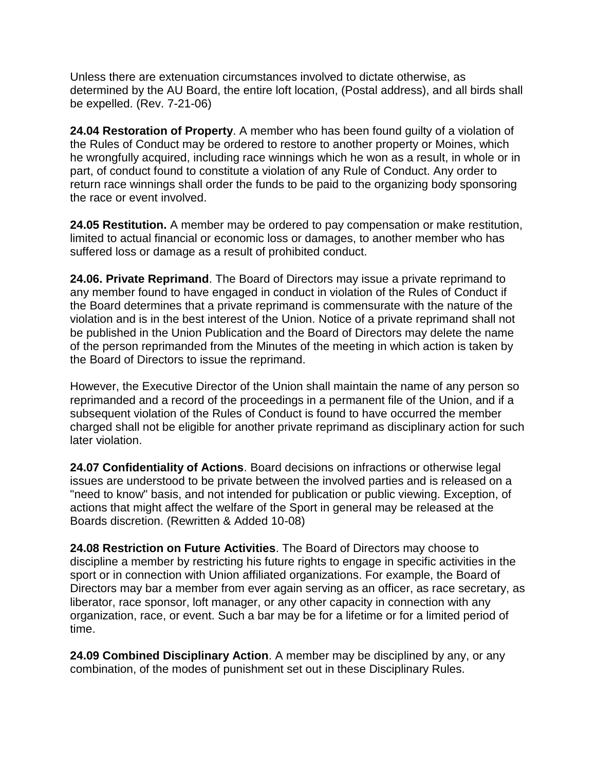Unless there are extenuation circumstances involved to dictate otherwise, as determined by the AU Board, the entire loft location, (Postal address), and all birds shall be expelled. (Rev. 7-21-06)

**24.04 Restoration of Property**. A member who has been found guilty of a violation of the Rules of Conduct may be ordered to restore to another property or Moines, which he wrongfully acquired, including race winnings which he won as a result, in whole or in part, of conduct found to constitute a violation of any Rule of Conduct. Any order to return race winnings shall order the funds to be paid to the organizing body sponsoring the race or event involved.

**24.05 Restitution.** A member may be ordered to pay compensation or make restitution, limited to actual financial or economic loss or damages, to another member who has suffered loss or damage as a result of prohibited conduct.

**24.06. Private Reprimand**. The Board of Directors may issue a private reprimand to any member found to have engaged in conduct in violation of the Rules of Conduct if the Board determines that a private reprimand is commensurate with the nature of the violation and is in the best interest of the Union. Notice of a private reprimand shall not be published in the Union Publication and the Board of Directors may delete the name of the person reprimanded from the Minutes of the meeting in which action is taken by the Board of Directors to issue the reprimand.

However, the Executive Director of the Union shall maintain the name of any person so reprimanded and a record of the proceedings in a permanent file of the Union, and if a subsequent violation of the Rules of Conduct is found to have occurred the member charged shall not be eligible for another private reprimand as disciplinary action for such later violation.

**24.07 Confidentiality of Actions**. Board decisions on infractions or otherwise legal issues are understood to be private between the involved parties and is released on a "need to know" basis, and not intended for publication or public viewing. Exception, of actions that might affect the welfare of the Sport in general may be released at the Boards discretion. (Rewritten & Added 10-08)

**24.08 Restriction on Future Activities**. The Board of Directors may choose to discipline a member by restricting his future rights to engage in specific activities in the sport or in connection with Union affiliated organizations. For example, the Board of Directors may bar a member from ever again serving as an officer, as race secretary, as liberator, race sponsor, loft manager, or any other capacity in connection with any organization, race, or event. Such a bar may be for a lifetime or for a limited period of time.

**24.09 Combined Disciplinary Action**. A member may be disciplined by any, or any combination, of the modes of punishment set out in these Disciplinary Rules.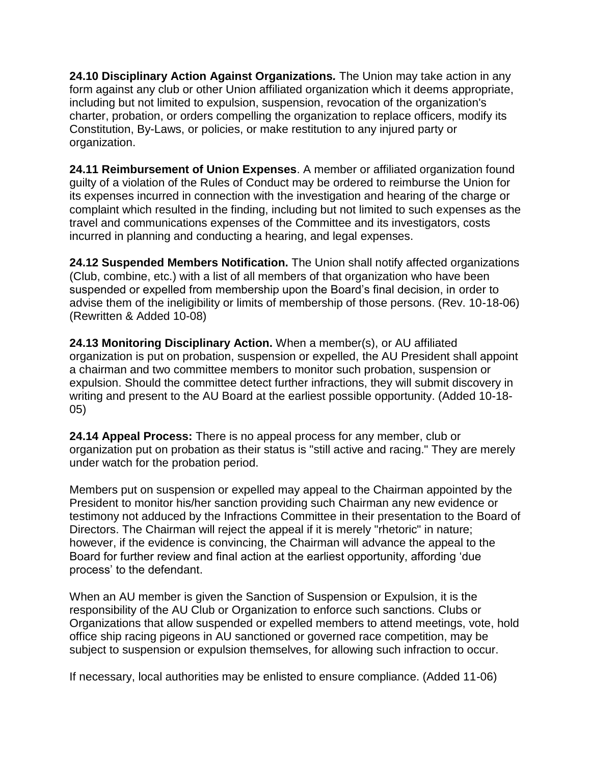**24.10 Disciplinary Action Against Organizations.** The Union may take action in any form against any club or other Union affiliated organization which it deems appropriate, including but not limited to expulsion, suspension, revocation of the organization's charter, probation, or orders compelling the organization to replace officers, modify its Constitution, By-Laws, or policies, or make restitution to any injured party or organization.

**24.11 Reimbursement of Union Expenses**. A member or affiliated organization found guilty of a violation of the Rules of Conduct may be ordered to reimburse the Union for its expenses incurred in connection with the investigation and hearing of the charge or complaint which resulted in the finding, including but not limited to such expenses as the travel and communications expenses of the Committee and its investigators, costs incurred in planning and conducting a hearing, and legal expenses.

**24.12 Suspended Members Notification.** The Union shall notify affected organizations (Club, combine, etc.) with a list of all members of that organization who have been suspended or expelled from membership upon the Board's final decision, in order to advise them of the ineligibility or limits of membership of those persons. (Rev. 10-18-06) (Rewritten & Added 10-08)

**24.13 Monitoring Disciplinary Action.** When a member(s), or AU affiliated organization is put on probation, suspension or expelled, the AU President shall appoint a chairman and two committee members to monitor such probation, suspension or expulsion. Should the committee detect further infractions, they will submit discovery in writing and present to the AU Board at the earliest possible opportunity. (Added 10-18-05)

**24.14 Appeal Process:** There is no appeal process for any member, club or organization put on probation as their status is "still active and racing." They are merely under watch for the probation period.

Members put on suspension or expelled may appeal to the Chairman appointed by the President to monitor his/her sanction providing such Chairman any new evidence or testimony not adduced by the Infractions Committee in their presentation to the Board of Directors. The Chairman will reject the appeal if it is merely "rhetoric" in nature; however, if the evidence is convincing, the Chairman will advance the appeal to the Board for further review and final action at the earliest opportunity, affording 'due process' to the defendant.

When an AU member is given the Sanction of Suspension or Expulsion, it is the responsibility of the AU Club or Organization to enforce such sanctions. Clubs or Organizations that allow suspended or expelled members to attend meetings, vote, hold office ship racing pigeons in AU sanctioned or governed race competition, may be subject to suspension or expulsion themselves, for allowing such infraction to occur.

If necessary, local authorities may be enlisted to ensure compliance. (Added 11-06)